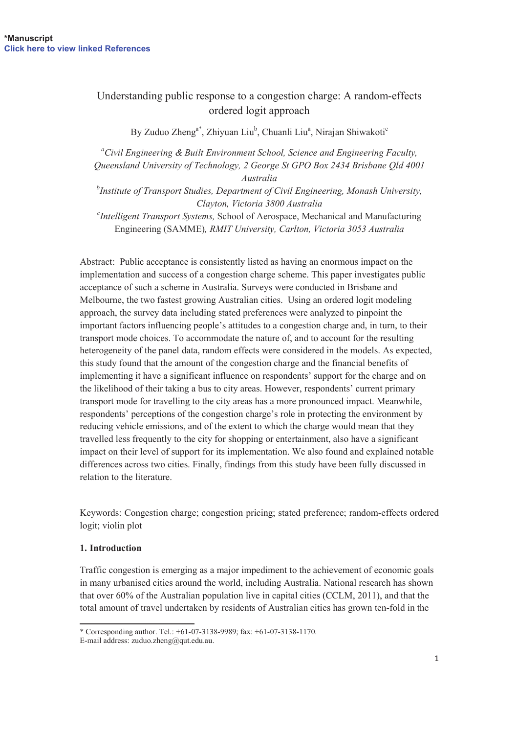*Manuscript
Click here to view linked References

# Understanding public response to a congestion charge: A random-effects ordered logit approach

By Zuduo Zheng[a*], Zhiyuan Liu[b], Chuanli Liu[a], Nirajan Shiwakoti[c]

[a] *Civil Engineering & Built Environment School, Science and Engineering Faculty, Queensland University of Technology, 2 George St GPO Box 2434 Brisbane Qld 4001 Australia*

[b] *Institute of Transport Studies, Department of Civil Engineering, Monash University, Clayton, Victoria 3800 Australia*

[c] *Intelligent Transport Systems,* School of Aerospace, Mechanical and Manufacturing Engineering (SAMME)*, RMIT University, Carlton, Victoria 3053 Australia*

Abstract: Public acceptance is consistently listed as having an enormous impact on the implementation and success of a congestion charge scheme. This paper investigates public acceptance of such a scheme in Australia. Surveys were conducted in Brisbane and Melbourne, the two fastest growing Australian cities. Using an ordered logit modeling approach, the survey data including stated preferences were analyzed to pinpoint the important factors influencing people's attitudes to a congestion charge and, in turn, to their transport mode choices. To accommodate the nature of, and to account for the resulting heterogeneity of the panel data, random effects were considered in the models. As expected, this study found that the amount of the congestion charge and the financial benefits of implementing it have a significant influence on respondents' support for the charge and on the likelihood of their taking a bus to city areas. However, respondents' current primary transport mode for travelling to the city areas has a more pronounced impact. Meanwhile, respondents' perceptions of the congestion charge's role in protecting the environment by reducing vehicle emissions, and of the extent to which the charge would mean that they travelled less frequently to the city for shopping or entertainment, also have a significant impact on their level of support for its implementation. We also found and explained notable differences across two cities. Finally, findings from this study have been fully discussed in relation to the literature.

Keywords: Congestion charge; congestion pricing; stated preference; random-effects ordered logit; violin plot

## 1. Introduction

Traffic congestion is emerging as a major impediment to the achievement of economic goals in many urbanised cities around the world, including Australia. National research has shown that over 60% of the Australian population live in capital cities (CCLM, 2011), and that the total amount of travel undertaken by residents of Australian cities has grown ten-fold in the

* Corresponding author. Tel.: +61-07-3138-9989; fax: +61-07-3138-1170.
E-mail address: zuduo.zheng@qut.edu.au.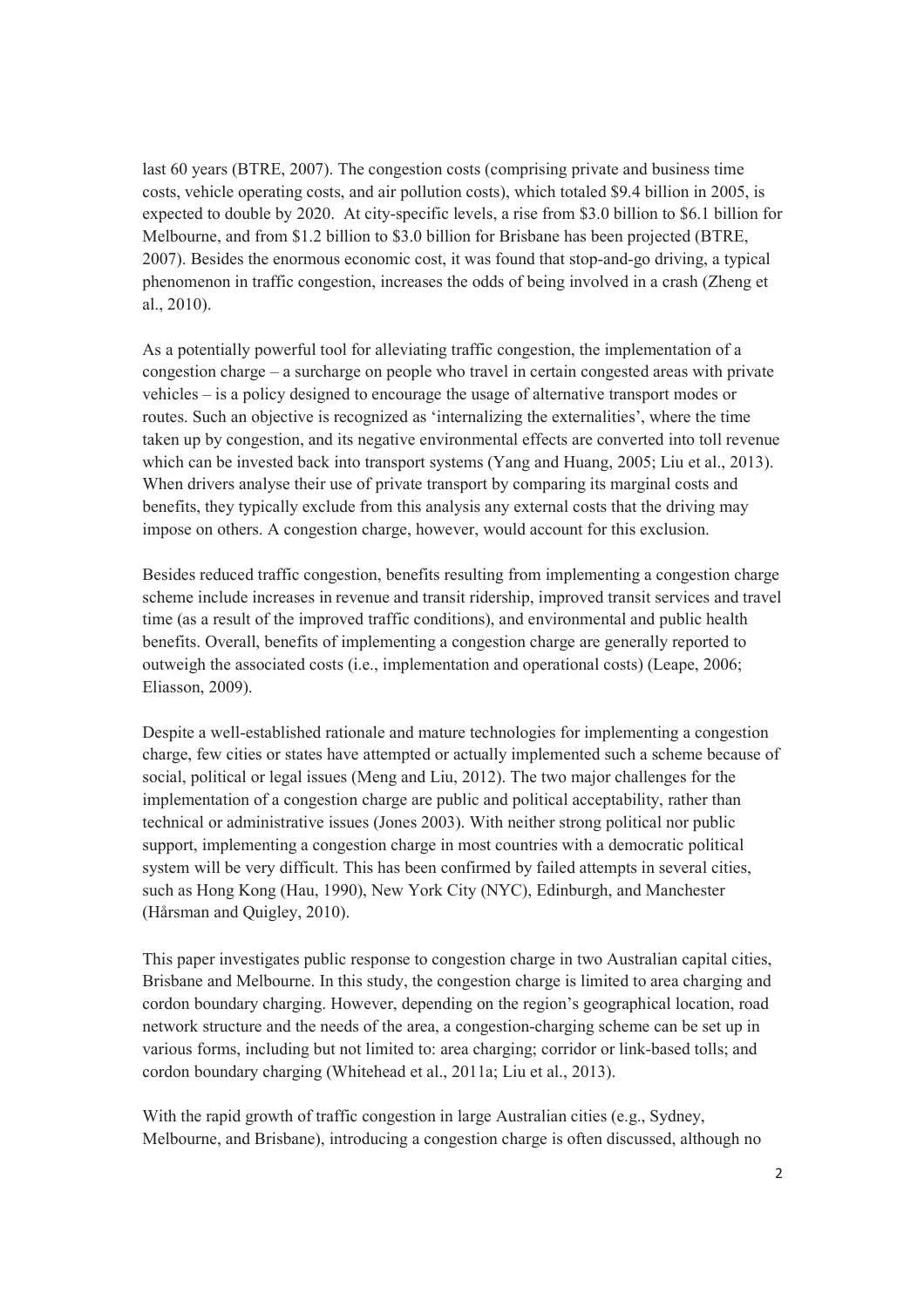last 60 years (BTRE, 2007). The congestion costs (comprising private and business time costs, vehicle operating costs, and air pollution costs), which totaled \$9.4 billion in 2005, is expected to double by 2020. At city-specific levels, a rise from \$3.0 billion to \$6.1 billion for Melbourne, and from \$1.2 billion to \$3.0 billion for Brisbane has been projected (BTRE, 2007). Besides the enormous economic cost, it was found that stop-and-go driving, a typical phenomenon in traffic congestion, increases the odds of being involved in a crash (Zheng et al., 2010).

As a potentially powerful tool for alleviating traffic congestion, the implementation of a congestion charge – a surcharge on people who travel in certain congested areas with private vehicles – is a policy designed to encourage the usage of alternative transport modes or routes. Such an objective is recognized as 'internalizing the externalities', where the time taken up by congestion, and its negative environmental effects are converted into toll revenue which can be invested back into transport systems (Yang and Huang, 2005; Liu et al., 2013). When drivers analyse their use of private transport by comparing its marginal costs and benefits, they typically exclude from this analysis any external costs that the driving may impose on others. A congestion charge, however, would account for this exclusion.

Besides reduced traffic congestion, benefits resulting from implementing a congestion charge scheme include increases in revenue and transit ridership, improved transit services and travel time (as a result of the improved traffic conditions), and environmental and public health benefits. Overall, benefits of implementing a congestion charge are generally reported to outweigh the associated costs (i.e., implementation and operational costs) (Leape, 2006; Eliasson, 2009).

Despite a well-established rationale and mature technologies for implementing a congestion charge, few cities or states have attempted or actually implemented such a scheme because of social, political or legal issues (Meng and Liu, 2012). The two major challenges for the implementation of a congestion charge are public and political acceptability, rather than technical or administrative issues (Jones 2003). With neither strong political nor public support, implementing a congestion charge in most countries with a democratic political system will be very difficult. This has been confirmed by failed attempts in several cities, such as Hong Kong (Hau, 1990), New York City (NYC), Edinburgh, and Manchester (Hårsman and Quigley, 2010).

This paper investigates public response to congestion charge in two Australian capital cities, Brisbane and Melbourne. In this study, the congestion charge is limited to area charging and cordon boundary charging. However, depending on the region's geographical location, road network structure and the needs of the area, a congestion-charging scheme can be set up in various forms, including but not limited to: area charging; corridor or link-based tolls; and cordon boundary charging (Whitehead et al., 2011a; Liu et al., 2013).

With the rapid growth of traffic congestion in large Australian cities (e.g., Sydney, Melbourne, and Brisbane), introducing a congestion charge is often discussed, although no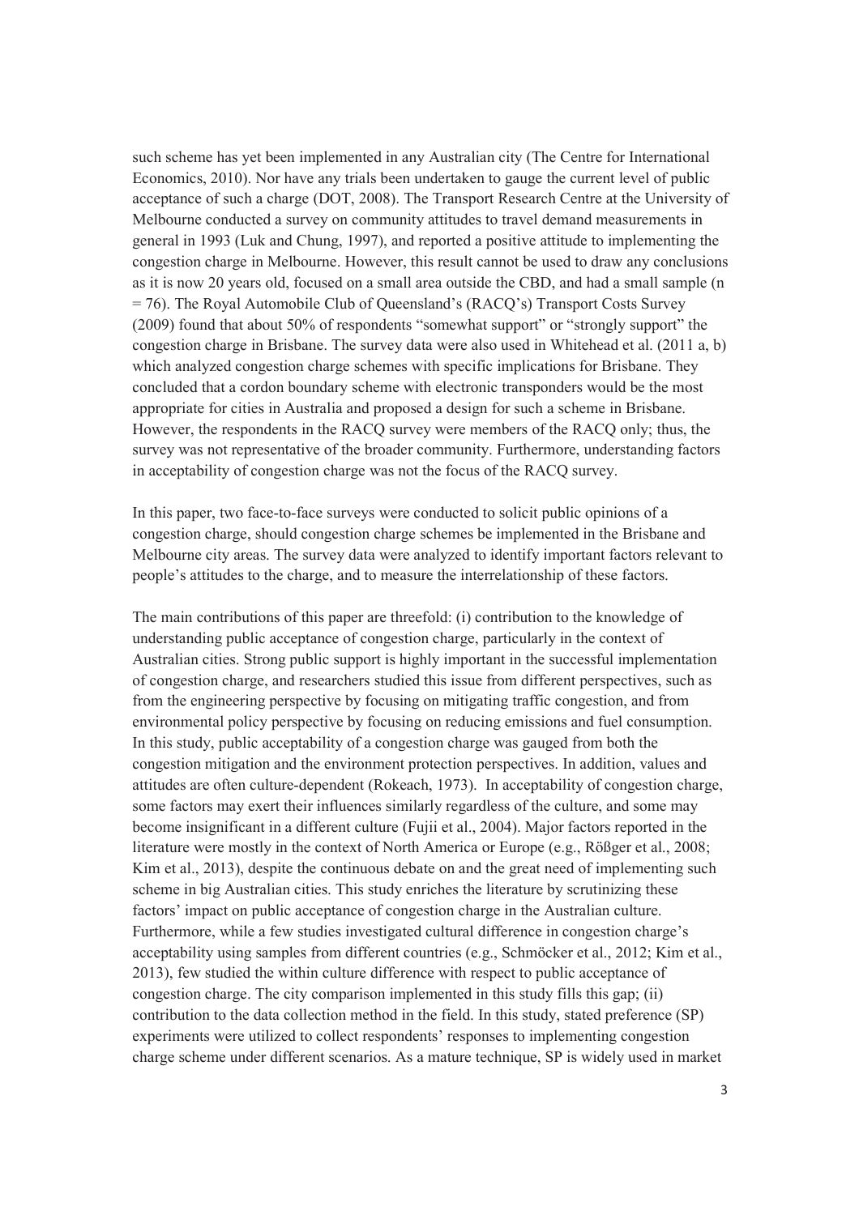such scheme has yet been implemented in any Australian city (The Centre for International Economics, 2010). Nor have any trials been undertaken to gauge the current level of public acceptance of such a charge (DOT, 2008). The Transport Research Centre at the University of Melbourne conducted a survey on community attitudes to travel demand measurements in general in 1993 (Luk and Chung, 1997), and reported a positive attitude to implementing the congestion charge in Melbourne. However, this result cannot be used to draw any conclusions as it is now 20 years old, focused on a small area outside the CBD, and had a small sample (n = 76). The Royal Automobile Club of Queensland's (RACQ's) Transport Costs Survey (2009) found that about 50% of respondents "somewhat support" or "strongly support" the congestion charge in Brisbane. The survey data were also used in Whitehead et al. (2011 a, b) which analyzed congestion charge schemes with specific implications for Brisbane. They concluded that a cordon boundary scheme with electronic transponders would be the most appropriate for cities in Australia and proposed a design for such a scheme in Brisbane. However, the respondents in the RACQ survey were members of the RACQ only; thus, the survey was not representative of the broader community. Furthermore, understanding factors in acceptability of congestion charge was not the focus of the RACQ survey.

In this paper, two face-to-face surveys were conducted to solicit public opinions of a congestion charge, should congestion charge schemes be implemented in the Brisbane and Melbourne city areas. The survey data were analyzed to identify important factors relevant to people's attitudes to the charge, and to measure the interrelationship of these factors.

The main contributions of this paper are threefold: (i) contribution to the knowledge of understanding public acceptance of congestion charge, particularly in the context of Australian cities. Strong public support is highly important in the successful implementation of congestion charge, and researchers studied this issue from different perspectives, such as from the engineering perspective by focusing on mitigating traffic congestion, and from environmental policy perspective by focusing on reducing emissions and fuel consumption. In this study, public acceptability of a congestion charge was gauged from both the congestion mitigation and the environment protection perspectives. In addition, values and attitudes are often culture-dependent (Rokeach, 1973). In acceptability of congestion charge, some factors may exert their influences similarly regardless of the culture, and some may become insignificant in a different culture (Fujii et al., 2004). Major factors reported in the literature were mostly in the context of North America or Europe (e.g., Rößger et al., 2008; Kim et al., 2013), despite the continuous debate on and the great need of implementing such scheme in big Australian cities. This study enriches the literature by scrutinizing these factors' impact on public acceptance of congestion charge in the Australian culture. Furthermore, while a few studies investigated cultural difference in congestion charge's acceptability using samples from different countries (e.g., Schmöcker et al., 2012; Kim et al., 2013), few studied the within culture difference with respect to public acceptance of congestion charge. The city comparison implemented in this study fills this gap; (ii) contribution to the data collection method in the field. In this study, stated preference (SP) experiments were utilized to collect respondents' responses to implementing congestion charge scheme under different scenarios. As a mature technique, SP is widely used in market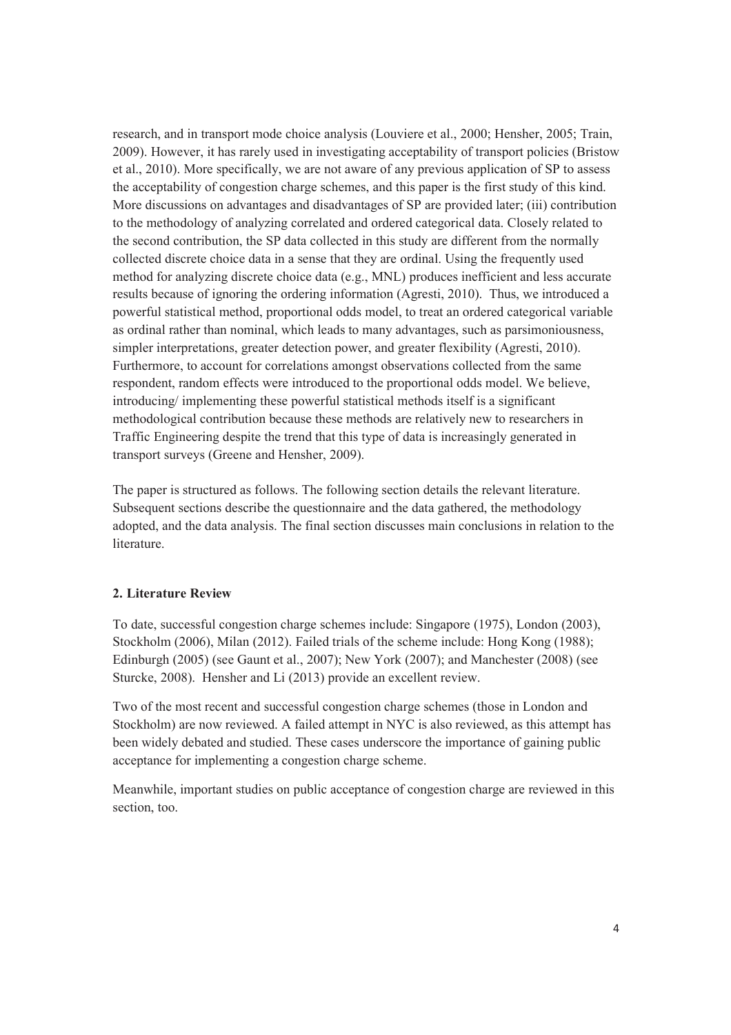research, and in transport mode choice analysis (Louviere et al., 2000; Hensher, 2005; Train, 2009). However, it has rarely used in investigating acceptability of transport policies (Bristow et al., 2010). More specifically, we are not aware of any previous application of SP to assess the acceptability of congestion charge schemes, and this paper is the first study of this kind. More discussions on advantages and disadvantages of SP are provided later; (iii) contribution to the methodology of analyzing correlated and ordered categorical data. Closely related to the second contribution, the SP data collected in this study are different from the normally collected discrete choice data in a sense that they are ordinal. Using the frequently used method for analyzing discrete choice data (e.g., MNL) produces inefficient and less accurate results because of ignoring the ordering information (Agresti, 2010). Thus, we introduced a powerful statistical method, proportional odds model, to treat an ordered categorical variable as ordinal rather than nominal, which leads to many advantages, such as parsimoniousness, simpler interpretations, greater detection power, and greater flexibility (Agresti, 2010). Furthermore, to account for correlations amongst observations collected from the same respondent, random effects were introduced to the proportional odds model. We believe, introducing/ implementing these powerful statistical methods itself is a significant methodological contribution because these methods are relatively new to researchers in Traffic Engineering despite the trend that this type of data is increasingly generated in transport surveys (Greene and Hensher, 2009).

The paper is structured as follows. The following section details the relevant literature. Subsequent sections describe the questionnaire and the data gathered, the methodology adopted, and the data analysis. The final section discusses main conclusions in relation to the literature.

## 2. Literature Review

To date, successful congestion charge schemes include: Singapore (1975), London (2003), Stockholm (2006), Milan (2012). Failed trials of the scheme include: Hong Kong (1988); Edinburgh (2005) (see Gaunt et al., 2007); New York (2007); and Manchester (2008) (see Sturcke, 2008). Hensher and Li (2013) provide an excellent review.

Two of the most recent and successful congestion charge schemes (those in London and Stockholm) are now reviewed. A failed attempt in NYC is also reviewed, as this attempt has been widely debated and studied. These cases underscore the importance of gaining public acceptance for implementing a congestion charge scheme.

Meanwhile, important studies on public acceptance of congestion charge are reviewed in this section, too.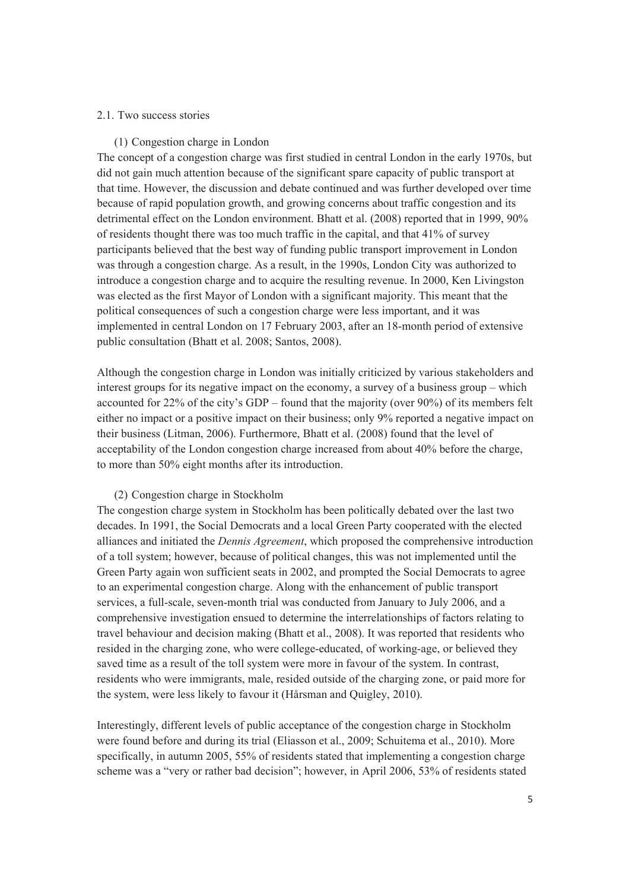### 2.1. Two success stories

#### (1) Congestion charge in London

The concept of a congestion charge was first studied in central London in the early 1970s, but did not gain much attention because of the significant spare capacity of public transport at that time. However, the discussion and debate continued and was further developed over time because of rapid population growth, and growing concerns about traffic congestion and its detrimental effect on the London environment. Bhatt et al. (2008) reported that in 1999, 90% of residents thought there was too much traffic in the capital, and that 41% of survey participants believed that the best way of funding public transport improvement in London was through a congestion charge. As a result, in the 1990s, London City was authorized to introduce a congestion charge and to acquire the resulting revenue. In 2000, Ken Livingston was elected as the first Mayor of London with a significant majority. This meant that the political consequences of such a congestion charge were less important, and it was implemented in central London on 17 February 2003, after an 18-month period of extensive public consultation (Bhatt et al. 2008; Santos, 2008).

Although the congestion charge in London was initially criticized by various stakeholders and interest groups for its negative impact on the economy, a survey of a business group – which accounted for 22% of the city's GDP – found that the majority (over 90%) of its members felt either no impact or a positive impact on their business; only 9% reported a negative impact on their business (Litman, 2006). Furthermore, Bhatt et al. (2008) found that the level of acceptability of the London congestion charge increased from about 40% before the charge, to more than 50% eight months after its introduction.

#### (2) Congestion charge in Stockholm

The congestion charge system in Stockholm has been politically debated over the last two decades. In 1991, the Social Democrats and a local Green Party cooperated with the elected alliances and initiated the *Dennis Agreement*, which proposed the comprehensive introduction of a toll system; however, because of political changes, this was not implemented until the Green Party again won sufficient seats in 2002, and prompted the Social Democrats to agree to an experimental congestion charge. Along with the enhancement of public transport services, a full-scale, seven-month trial was conducted from January to July 2006, and a comprehensive investigation ensued to determine the interrelationships of factors relating to travel behaviour and decision making (Bhatt et al., 2008). It was reported that residents who resided in the charging zone, who were college-educated, of working-age, or believed they saved time as a result of the toll system were more in favour of the system. In contrast, residents who were immigrants, male, resided outside of the charging zone, or paid more for the system, were less likely to favour it (Hårsman and Quigley, 2010).

Interestingly, different levels of public acceptance of the congestion charge in Stockholm were found before and during its trial (Eliasson et al., 2009; Schuitema et al., 2010). More specifically, in autumn 2005, 55% of residents stated that implementing a congestion charge scheme was a "very or rather bad decision"; however, in April 2006, 53% of residents stated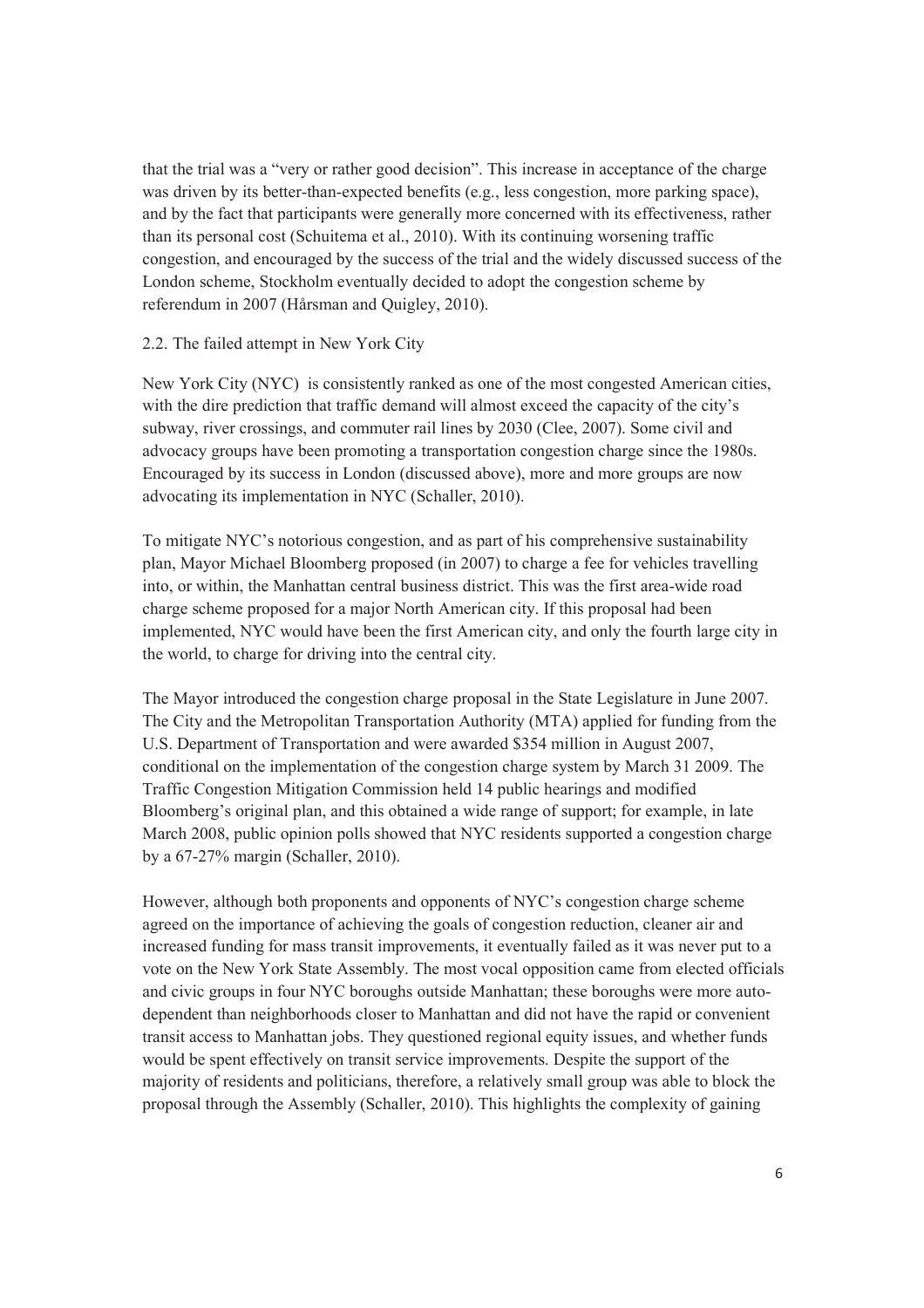that the trial was a "very or rather good decision". This increase in acceptance of the charge was driven by its better-than-expected benefits (e.g., less congestion, more parking space), and by the fact that participants were generally more concerned with its effectiveness, rather than its personal cost (Schuitema et al., 2010). With its continuing worsening traffic congestion, and encouraged by the success of the trial and the widely discussed success of the London scheme, Stockholm eventually decided to adopt the congestion scheme by referendum in 2007 (Hårsman and Quigley, 2010).

## 2.2. The failed attempt in New York City

New York City (NYC) is consistently ranked as one of the most congested American cities, with the dire prediction that traffic demand will almost exceed the capacity of the city's subway, river crossings, and commuter rail lines by 2030 (Clee, 2007). Some civil and advocacy groups have been promoting a transportation congestion charge since the 1980s. Encouraged by its success in London (discussed above), more and more groups are now advocating its implementation in NYC (Schaller, 2010).

To mitigate NYC's notorious congestion, and as part of his comprehensive sustainability plan, Mayor Michael Bloomberg proposed (in 2007) to charge a fee for vehicles travelling into, or within, the Manhattan central business district. This was the first area-wide road charge scheme proposed for a major North American city. If this proposal had been implemented, NYC would have been the first American city, and only the fourth large city in the world, to charge for driving into the central city.

The Mayor introduced the congestion charge proposal in the State Legislature in June 2007. The City and the Metropolitan Transportation Authority (MTA) applied for funding from the U.S. Department of Transportation and were awarded $354 million in August 2007, conditional on the implementation of the congestion charge system by March 31 2009. The Traffic Congestion Mitigation Commission held 14 public hearings and modified Bloomberg's original plan, and this obtained a wide range of support; for example, in late March 2008, public opinion polls showed that NYC residents supported a congestion charge by a 67-27% margin (Schaller, 2010).

However, although both proponents and opponents of NYC's congestion charge scheme agreed on the importance of achieving the goals of congestion reduction, cleaner air and increased funding for mass transit improvements, it eventually failed as it was never put to a vote on the New York State Assembly. The most vocal opposition came from elected officials and civic groups in four NYC boroughs outside Manhattan; these boroughs were more auto-dependent than neighborhoods closer to Manhattan and did not have the rapid or convenient transit access to Manhattan jobs. They questioned regional equity issues, and whether funds would be spent effectively on transit service improvements. Despite the support of the majority of residents and politicians, therefore, a relatively small group was able to block the proposal through the Assembly (Schaller, 2010). This highlights the complexity of gaining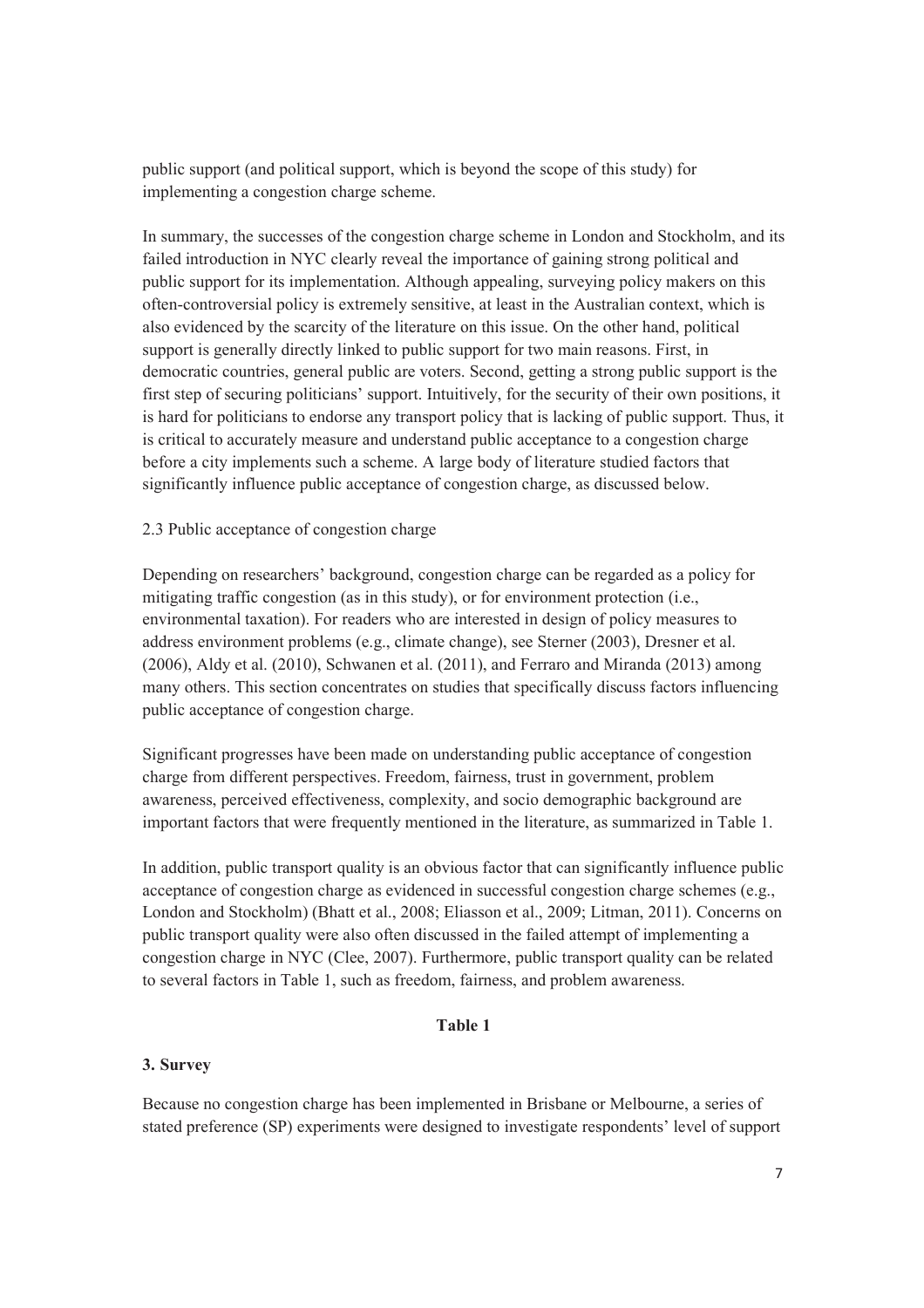public support (and political support, which is beyond the scope of this study) for implementing a congestion charge scheme.

In summary, the successes of the congestion charge scheme in London and Stockholm, and its failed introduction in NYC clearly reveal the importance of gaining strong political and public support for its implementation. Although appealing, surveying policy makers on this often-controversial policy is extremely sensitive, at least in the Australian context, which is also evidenced by the scarcity of the literature on this issue. On the other hand, political support is generally directly linked to public support for two main reasons. First, in democratic countries, general public are voters. Second, getting a strong public support is the first step of securing politicians' support. Intuitively, for the security of their own positions, it is hard for politicians to endorse any transport policy that is lacking of public support. Thus, it is critical to accurately measure and understand public acceptance to a congestion charge before a city implements such a scheme. A large body of literature studied factors that significantly influence public acceptance of congestion charge, as discussed below.

### 2.3 Public acceptance of congestion charge

Depending on researchers' background, congestion charge can be regarded as a policy for mitigating traffic congestion (as in this study), or for environment protection (i.e., environmental taxation). For readers who are interested in design of policy measures to address environment problems (e.g., climate change), see Sterner (2003), Dresner et al. (2006), Aldy et al. (2010), Schwanen et al. (2011), and Ferraro and Miranda (2013) among many others. This section concentrates on studies that specifically discuss factors influencing public acceptance of congestion charge.

Significant progresses have been made on understanding public acceptance of congestion charge from different perspectives. Freedom, fairness, trust in government, problem awareness, perceived effectiveness, complexity, and socio demographic background are important factors that were frequently mentioned in the literature, as summarized in Table 1.

In addition, public transport quality is an obvious factor that can significantly influence public acceptance of congestion charge as evidenced in successful congestion charge schemes (e.g., London and Stockholm) (Bhatt et al., 2008; Eliasson et al., 2009; Litman, 2011). Concerns on public transport quality were also often discussed in the failed attempt of implementing a congestion charge in NYC (Clee, 2007). Furthermore, public transport quality can be related to several factors in Table 1, such as freedom, fairness, and problem awareness.

**Table 1**

## 3. Survey

Because no congestion charge has been implemented in Brisbane or Melbourne, a series of stated preference (SP) experiments were designed to investigate respondents' level of support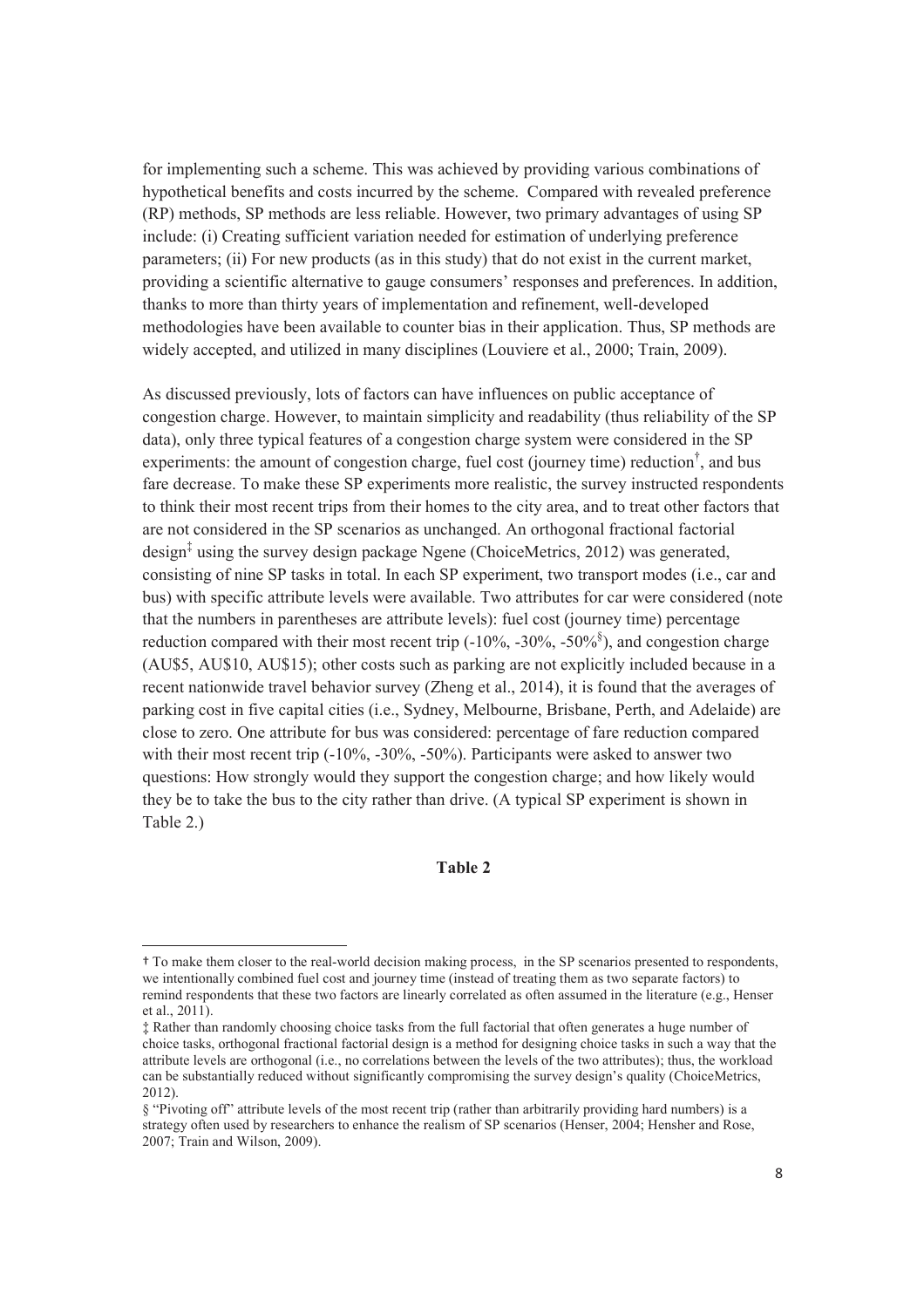for implementing such a scheme. This was achieved by providing various combinations of hypothetical benefits and costs incurred by the scheme. Compared with revealed preference (RP) methods, SP methods are less reliable. However, two primary advantages of using SP include: (i) Creating sufficient variation needed for estimation of underlying preference parameters; (ii) For new products (as in this study) that do not exist in the current market, providing a scientific alternative to gauge consumers' responses and preferences. In addition, thanks to more than thirty years of implementation and refinement, well-developed methodologies have been available to counter bias in their application. Thus, SP methods are widely accepted, and utilized in many disciplines (Louviere et al., 2000; Train, 2009).

As discussed previously, lots of factors can have influences on public acceptance of congestion charge. However, to maintain simplicity and readability (thus reliability of the SP data), only three typical features of a congestion charge system were considered in the SP experiments: the amount of congestion charge, fuel cost (journey time) reduction[†], and bus fare decrease. To make these SP experiments more realistic, the survey instructed respondents to think their most recent trips from their homes to the city area, and to treat other factors that are not considered in the SP scenarios as unchanged. An orthogonal fractional factorial design[‡] using the survey design package Ngene (ChoiceMetrics, 2012) was generated, consisting of nine SP tasks in total. In each SP experiment, two transport modes (i.e., car and bus) with specific attribute levels were available. Two attributes for car were considered (note that the numbers in parentheses are attribute levels): fuel cost (journey time) percentage reduction compared with their most recent trip (-10%, -30%, -50%[§]), and congestion charge (AU$5, AU$10, AU$15); other costs such as parking are not explicitly included because in a recent nationwide travel behavior survey (Zheng et al., 2014), it is found that the averages of parking cost in five capital cities (i.e., Sydney, Melbourne, Brisbane, Perth, and Adelaide) are close to zero. One attribute for bus was considered: percentage of fare reduction compared with their most recent trip (-10%, -30%, -50%). Participants were asked to answer two questions: How strongly would they support the congestion charge; and how likely would they be to take the bus to the city rather than drive. (A typical SP experiment is shown in Table 2.)

**Table 2**

---

† To make them closer to the real-world decision making process, in the SP scenarios presented to respondents, we intentionally combined fuel cost and journey time (instead of treating them as two separate factors) to remind respondents that these two factors are linearly correlated as often assumed in the literature (e.g., Henser et al., 2011).

‡ Rather than randomly choosing choice tasks from the full factorial that often generates a huge number of choice tasks, orthogonal fractional factorial design is a method for designing choice tasks in such a way that the attribute levels are orthogonal (i.e., no correlations between the levels of the two attributes); thus, the workload can be substantially reduced without significantly compromising the survey design's quality (ChoiceMetrics, 2012).

§ "Pivoting off" attribute levels of the most recent trip (rather than arbitrarily providing hard numbers) is a strategy often used by researchers to enhance the realism of SP scenarios (Henser, 2004; Hensher and Rose, 2007; Train and Wilson, 2009).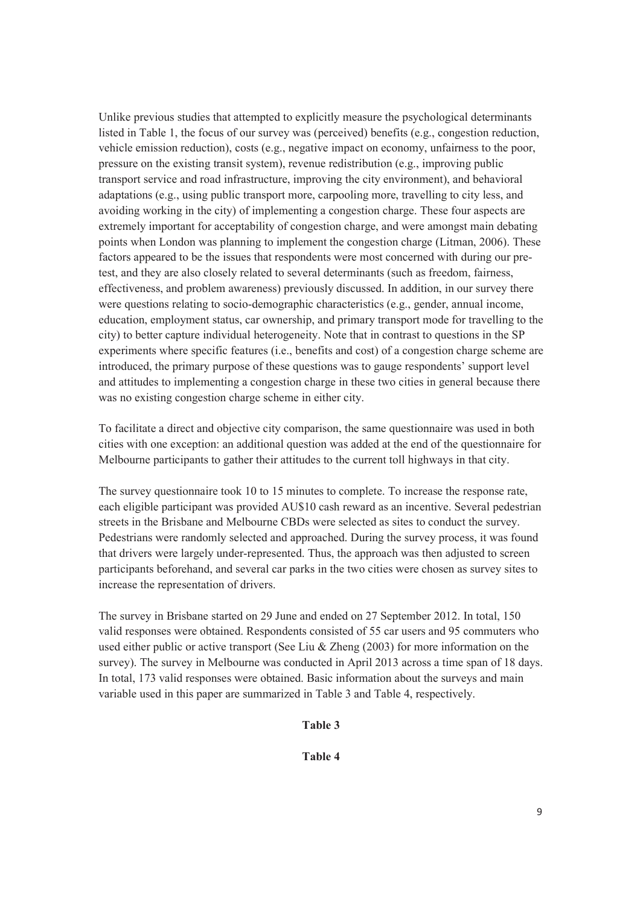Unlike previous studies that attempted to explicitly measure the psychological determinants listed in Table 1, the focus of our survey was (perceived) benefits (e.g., congestion reduction, vehicle emission reduction), costs (e.g., negative impact on economy, unfairness to the poor, pressure on the existing transit system), revenue redistribution (e.g., improving public transport service and road infrastructure, improving the city environment), and behavioral adaptations (e.g., using public transport more, carpooling more, travelling to city less, and avoiding working in the city) of implementing a congestion charge. These four aspects are extremely important for acceptability of congestion charge, and were amongst main debating points when London was planning to implement the congestion charge (Litman, 2006). These factors appeared to be the issues that respondents were most concerned with during our pre-test, and they are also closely related to several determinants (such as freedom, fairness, effectiveness, and problem awareness) previously discussed. In addition, in our survey there were questions relating to socio-demographic characteristics (e.g., gender, annual income, education, employment status, car ownership, and primary transport mode for travelling to the city) to better capture individual heterogeneity. Note that in contrast to questions in the SP experiments where specific features (i.e., benefits and cost) of a congestion charge scheme are introduced, the primary purpose of these questions was to gauge respondents' support level and attitudes to implementing a congestion charge in these two cities in general because there was no existing congestion charge scheme in either city.

To facilitate a direct and objective city comparison, the same questionnaire was used in both cities with one exception: an additional question was added at the end of the questionnaire for Melbourne participants to gather their attitudes to the current toll highways in that city.

The survey questionnaire took 10 to 15 minutes to complete. To increase the response rate, each eligible participant was provided AU$10 cash reward as an incentive. Several pedestrian streets in the Brisbane and Melbourne CBDs were selected as sites to conduct the survey. Pedestrians were randomly selected and approached. During the survey process, it was found that drivers were largely under-represented. Thus, the approach was then adjusted to screen participants beforehand, and several car parks in the two cities were chosen as survey sites to increase the representation of drivers.

The survey in Brisbane started on 29 June and ended on 27 September 2012. In total, 150 valid responses were obtained. Respondents consisted of 55 car users and 95 commuters who used either public or active transport (See Liu & Zheng (2003) for more information on the survey). The survey in Melbourne was conducted in April 2013 across a time span of 18 days. In total, 173 valid responses were obtained. Basic information about the surveys and main variable used in this paper are summarized in Table 3 and Table 4, respectively.

**Table 3**

**Table 4**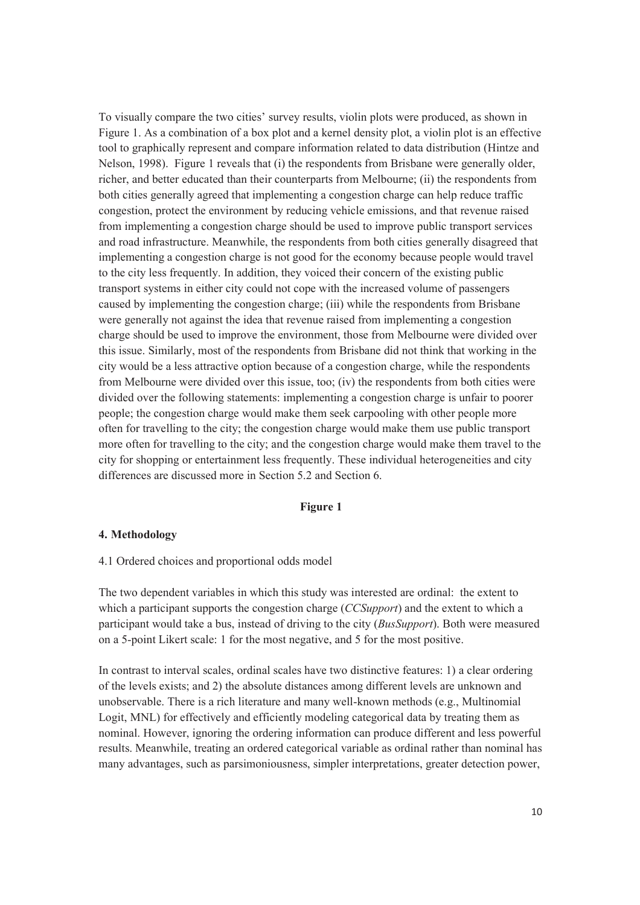To visually compare the two cities' survey results, violin plots were produced, as shown in Figure 1. As a combination of a box plot and a kernel density plot, a violin plot is an effective tool to graphically represent and compare information related to data distribution (Hintze and Nelson, 1998). Figure 1 reveals that (i) the respondents from Brisbane were generally older, richer, and better educated than their counterparts from Melbourne; (ii) the respondents from both cities generally agreed that implementing a congestion charge can help reduce traffic congestion, protect the environment by reducing vehicle emissions, and that revenue raised from implementing a congestion charge should be used to improve public transport services and road infrastructure. Meanwhile, the respondents from both cities generally disagreed that implementing a congestion charge is not good for the economy because people would travel to the city less frequently. In addition, they voiced their concern of the existing public transport systems in either city could not cope with the increased volume of passengers caused by implementing the congestion charge; (iii) while the respondents from Brisbane were generally not against the idea that revenue raised from implementing a congestion charge should be used to improve the environment, those from Melbourne were divided over this issue. Similarly, most of the respondents from Brisbane did not think that working in the city would be a less attractive option because of a congestion charge, while the respondents from Melbourne were divided over this issue, too; (iv) the respondents from both cities were divided over the following statements: implementing a congestion charge is unfair to poorer people; the congestion charge would make them seek carpooling with other people more often for travelling to the city; the congestion charge would make them use public transport more often for travelling to the city; and the congestion charge would make them travel to the city for shopping or entertainment less frequently. These individual heterogeneities and city differences are discussed more in Section 5.2 and Section 6.

**Figure 1**

## 4. Methodology

### 4.1 Ordered choices and proportional odds model

The two dependent variables in which this study was interested are ordinal: the extent to which a participant supports the congestion charge (*CCSupport*) and the extent to which a participant would take a bus, instead of driving to the city (*BusSupport*). Both were measured on a 5-point Likert scale: 1 for the most negative, and 5 for the most positive.

In contrast to interval scales, ordinal scales have two distinctive features: 1) a clear ordering of the levels exists; and 2) the absolute distances among different levels are unknown and unobservable. There is a rich literature and many well-known methods (e.g., Multinomial Logit, MNL) for effectively and efficiently modeling categorical data by treating them as nominal. However, ignoring the ordering information can produce different and less powerful results. Meanwhile, treating an ordered categorical variable as ordinal rather than nominal has many advantages, such as parsimoniousness, simpler interpretations, greater detection power,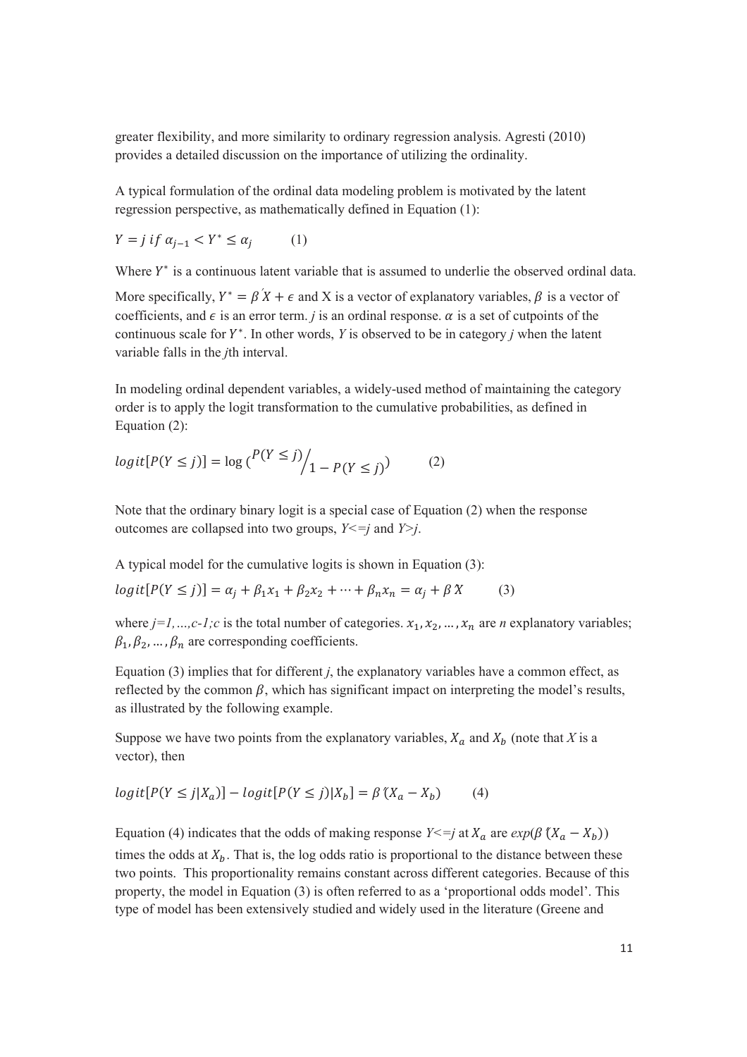greater flexibility, and more similarity to ordinary regression analysis. Agresti (2010) provides a detailed discussion on the importance of utilizing the ordinality.

A typical formulation of the ordinal data modeling problem is motivated by the latent regression perspective, as mathematically defined in Equation (1):

$$Y = j \; if \; \alpha_{j-1} < Y^* \leq \alpha_j \qquad (1)$$

Where $Y^*$ is a continuous latent variable that is assumed to underlie the observed ordinal data. More specifically, $Y^* = \beta^{'}X + \epsilon$ and X is a vector of explanatory variables, $\beta$ is a vector of coefficients, and $\epsilon$ is an error term. *j* is an ordinal response. $\alpha$ is a set of cutpoints of the continuous scale for $Y^*$. In other words, *Y* is observed to be in category *j* when the latent variable falls in the *j*th interval.

In modeling ordinal dependent variables, a widely-used method of maintaining the category order is to apply the logit transformation to the cumulative probabilities, as defined in Equation (2):

$$logit[P(Y \leq j)] = \log\left(\frac{P(Y \leq j)}{1 - P(Y \leq j)}\right) \qquad (2)$$

Note that the ordinary binary logit is a special case of Equation (2) when the response outcomes are collapsed into two groups, *Y<=j* and *Y>j*.

A typical model for the cumulative logits is shown in Equation (3):

$$logit[P(Y \leq j)] = \alpha_j + \beta_1 x_1 + \beta_2 x_2 + \cdots + \beta_n x_n = \alpha_j + \beta^{'}X \qquad (3)$$

where *j=1,…,c-1;c* is the total number of categories. $x_1, x_2, \ldots, x_n$ are *n* explanatory variables; $\beta_1, \beta_2, \ldots, \beta_n$ are corresponding coefficients.

Equation (3) implies that for different *j*, the explanatory variables have a common effect, as reflected by the common $\beta$, which has significant impact on interpreting the model's results, as illustrated by the following example.

Suppose we have two points from the explanatory variables, $X_a$ and $X_b$ (note that *X* is a vector), then

$$logit[P(Y \leq j|X_a)] - logit[P(Y \leq j)|X_b] = \beta^{'}(X_a - X_b) \qquad (4)$$

Equation (4) indicates that the odds of making response *Y<=j* at $X_a$ are $exp(\beta^{'}(X_a - X_b))$ times the odds at $X_b$. That is, the log odds ratio is proportional to the distance between these two points. This proportionality remains constant across different categories. Because of this property, the model in Equation (3) is often referred to as a 'proportional odds model'. This type of model has been extensively studied and widely used in the literature (Greene and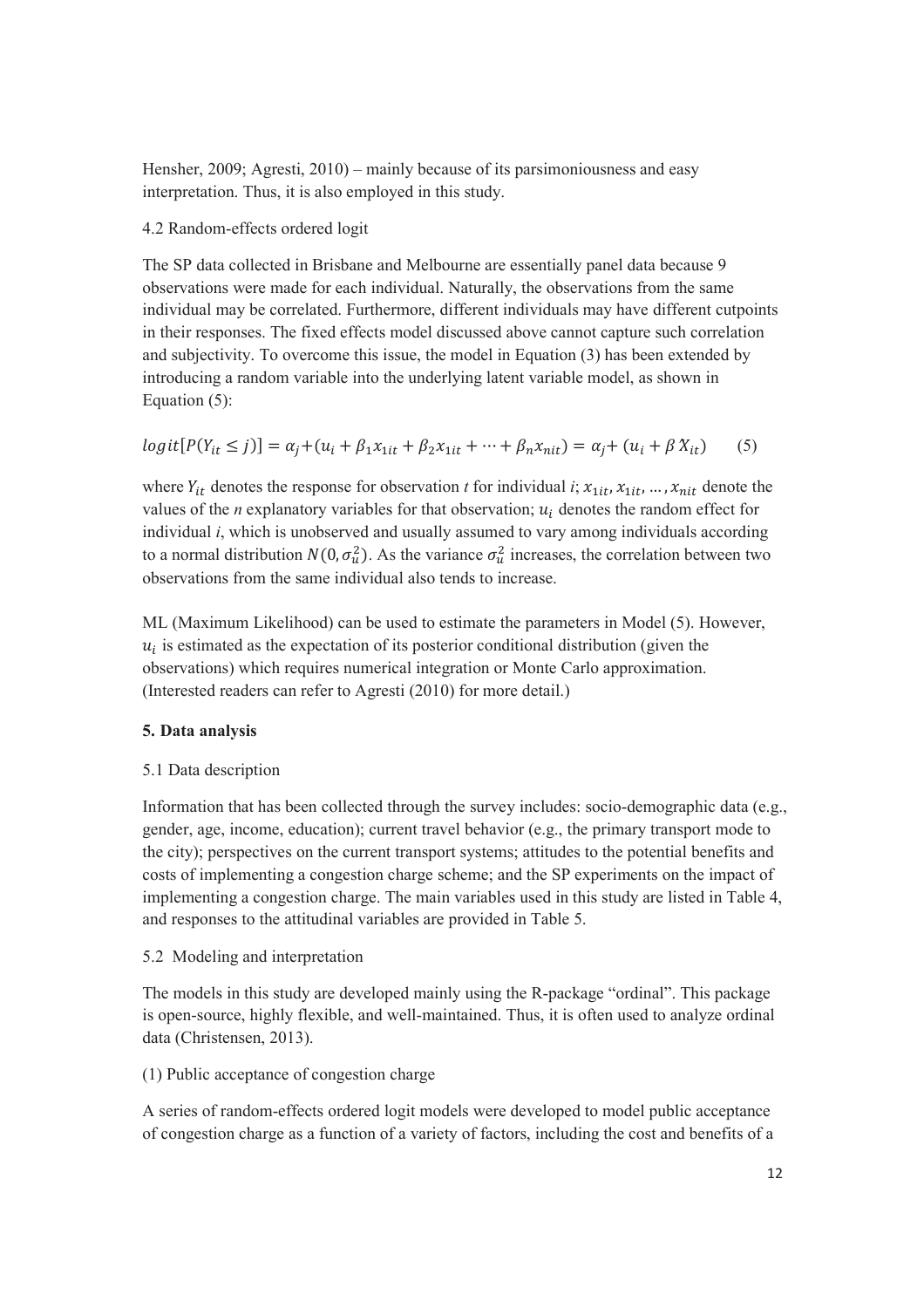Hensher, 2009; Agresti, 2010) – mainly because of its parsimoniousness and easy interpretation. Thus, it is also employed in this study.

4.2 Random-effects ordered logit

The SP data collected in Brisbane and Melbourne are essentially panel data because 9 observations were made for each individual. Naturally, the observations from the same individual may be correlated. Furthermore, different individuals may have different cutpoints in their responses. The fixed effects model discussed above cannot capture such correlation and subjectivity. To overcome this issue, the model in Equation (3) has been extended by introducing a random variable into the underlying latent variable model, as shown in Equation (5):

$$logit[P(Y_{it} \leq j)] = \alpha_j + (u_i + \beta_1 x_{1it} + \beta_2 x_{1it} + \cdots + \beta_n x_{nit}) = \alpha_j + (u_i + \beta' X_{it}) \qquad (5)$$

where $Y_{it}$ denotes the response for observation $t$ for individual $i$; $x_{1it}, x_{1it}, \ldots, x_{nit}$ denote the values of the $n$ explanatory variables for that observation; $u_i$ denotes the random effect for individual $i$, which is unobserved and usually assumed to vary among individuals according to a normal distribution $N(0, \sigma_u^2)$. As the variance $\sigma_u^2$ increases, the correlation between two observations from the same individual also tends to increase.

ML (Maximum Likelihood) can be used to estimate the parameters in Model (5). However, $u_i$ is estimated as the expectation of its posterior conditional distribution (given the observations) which requires numerical integration or Monte Carlo approximation. (Interested readers can refer to Agresti (2010) for more detail.)

## 5. Data analysis

5.1 Data description

Information that has been collected through the survey includes: socio-demographic data (e.g., gender, age, income, education); current travel behavior (e.g., the primary transport mode to the city); perspectives on the current transport systems; attitudes to the potential benefits and costs of implementing a congestion charge scheme; and the SP experiments on the impact of implementing a congestion charge. The main variables used in this study are listed in Table 4, and responses to the attitudinal variables are provided in Table 5.

5.2 Modeling and interpretation

The models in this study are developed mainly using the R-package "ordinal". This package is open-source, highly flexible, and well-maintained. Thus, it is often used to analyze ordinal data (Christensen, 2013).

(1) Public acceptance of congestion charge

A series of random-effects ordered logit models were developed to model public acceptance of congestion charge as a function of a variety of factors, including the cost and benefits of a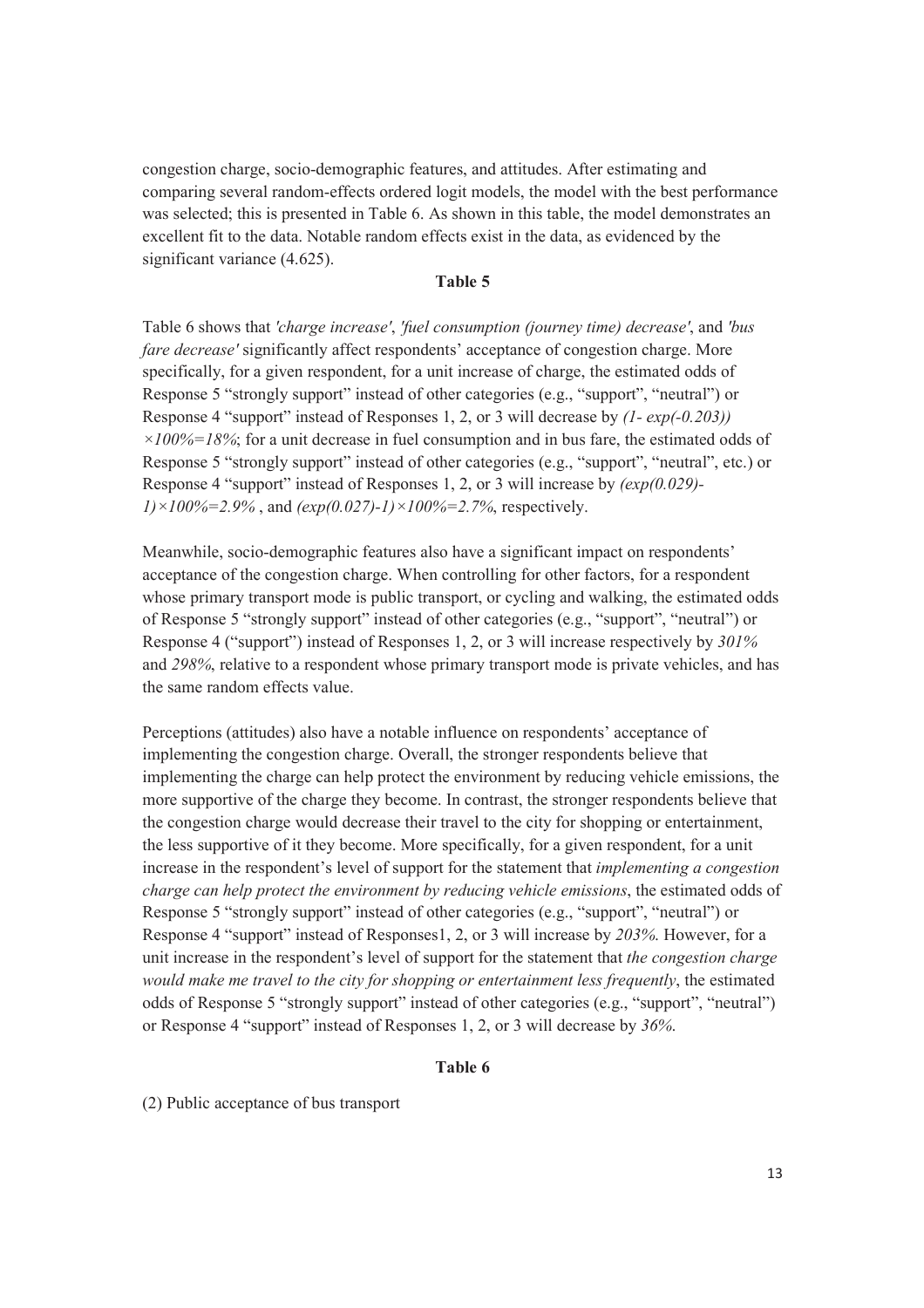congestion charge, socio-demographic features, and attitudes. After estimating and comparing several random-effects ordered logit models, the model with the best performance was selected; this is presented in Table 6. As shown in this table, the model demonstrates an excellent fit to the data. Notable random effects exist in the data, as evidenced by the significant variance (4.625).

**Table 5**

Table 6 shows that *'charge increase'*, *'fuel consumption (journey time) decrease'*, and *'bus fare decrease'* significantly affect respondents' acceptance of congestion charge. More specifically, for a given respondent, for a unit increase of charge, the estimated odds of Response 5 "strongly support" instead of other categories (e.g., "support", "neutral") or Response 4 "support" instead of Responses 1, 2, or 3 will decrease by $(1-\exp(-0.203))\times 100\%=18\%$; for a unit decrease in fuel consumption and in bus fare, the estimated odds of Response 5 "strongly support" instead of other categories (e.g., "support", "neutral", etc.) or Response 4 "support" instead of Responses 1, 2, or 3 will increase by $(\exp(0.029)-1)\times 100\%=2.9\%$ , and $(\exp(0.027)-1)\times 100\%=2.7\%$, respectively.

Meanwhile, socio-demographic features also have a significant impact on respondents' acceptance of the congestion charge. When controlling for other factors, for a respondent whose primary transport mode is public transport, or cycling and walking, the estimated odds of Response 5 "strongly support" instead of other categories (e.g., "support", "neutral") or Response 4 ("support") instead of Responses 1, 2, or 3 will increase respectively by *301%* and *298%*, relative to a respondent whose primary transport mode is private vehicles, and has the same random effects value.

Perceptions (attitudes) also have a notable influence on respondents' acceptance of implementing the congestion charge. Overall, the stronger respondents believe that implementing the charge can help protect the environment by reducing vehicle emissions, the more supportive of the charge they become. In contrast, the stronger respondents believe that the congestion charge would decrease their travel to the city for shopping or entertainment, the less supportive of it they become. More specifically, for a given respondent, for a unit increase in the respondent's level of support for the statement that *implementing a congestion charge can help protect the environment by reducing vehicle emissions*, the estimated odds of Response 5 "strongly support" instead of other categories (e.g., "support", "neutral") or Response 4 "support" instead of Responses1, 2, or 3 will increase by *203%*. However, for a unit increase in the respondent's level of support for the statement that *the congestion charge would make me travel to the city for shopping or entertainment less frequently*, the estimated odds of Response 5 "strongly support" instead of other categories (e.g., "support", "neutral") or Response 4 "support" instead of Responses 1, 2, or 3 will decrease by *36%*.

**Table 6**

(2) Public acceptance of bus transport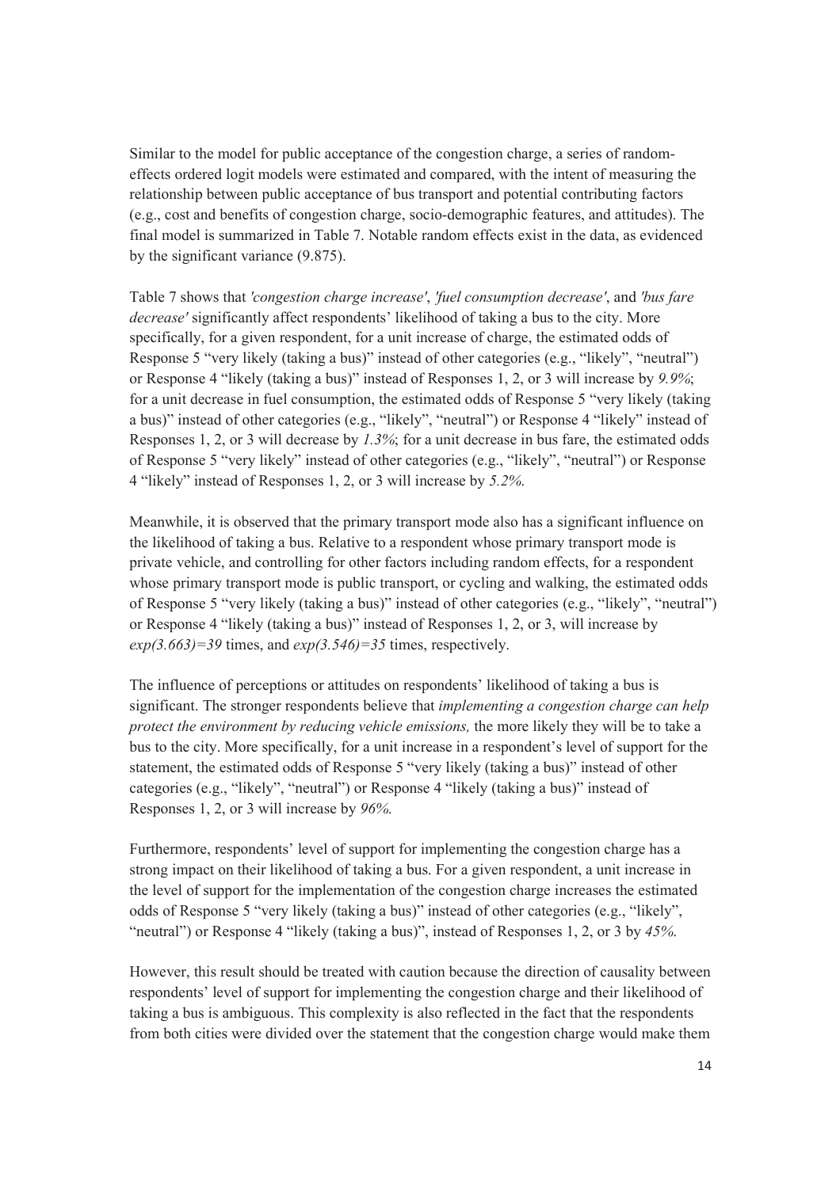Similar to the model for public acceptance of the congestion charge, a series of random-effects ordered logit models were estimated and compared, with the intent of measuring the relationship between public acceptance of bus transport and potential contributing factors (e.g., cost and benefits of congestion charge, socio-demographic features, and attitudes). The final model is summarized in Table 7. Notable random effects exist in the data, as evidenced by the significant variance (9.875).

Table 7 shows that *'congestion charge increase'*, *'fuel consumption decrease'*, and *'bus fare decrease'* significantly affect respondents' likelihood of taking a bus to the city. More specifically, for a given respondent, for a unit increase of charge, the estimated odds of Response 5 "very likely (taking a bus)" instead of other categories (e.g., "likely", "neutral") or Response 4 "likely (taking a bus)" instead of Responses 1, 2, or 3 will increase by *9.9%*; for a unit decrease in fuel consumption, the estimated odds of Response 5 "very likely (taking a bus)" instead of other categories (e.g., "likely", "neutral") or Response 4 "likely" instead of Responses 1, 2, or 3 will decrease by *1.3%*; for a unit decrease in bus fare, the estimated odds of Response 5 "very likely" instead of other categories (e.g., "likely", "neutral") or Response 4 "likely" instead of Responses 1, 2, or 3 will increase by *5.2%.*

Meanwhile, it is observed that the primary transport mode also has a significant influence on the likelihood of taking a bus. Relative to a respondent whose primary transport mode is private vehicle, and controlling for other factors including random effects, for a respondent whose primary transport mode is public transport, or cycling and walking, the estimated odds of Response 5 "very likely (taking a bus)" instead of other categories (e.g., "likely", "neutral") or Response 4 "likely (taking a bus)" instead of Responses 1, 2, or 3, will increase by $exp(3.663)=39$ times, and $exp(3.546)=35$ times, respectively.

The influence of perceptions or attitudes on respondents' likelihood of taking a bus is significant. The stronger respondents believe that *implementing a congestion charge can help protect the environment by reducing vehicle emissions,* the more likely they will be to take a bus to the city. More specifically, for a unit increase in a respondent's level of support for the statement, the estimated odds of Response 5 "very likely (taking a bus)" instead of other categories (e.g., "likely", "neutral") or Response 4 "likely (taking a bus)" instead of Responses 1, 2, or 3 will increase by *96%.*

Furthermore, respondents' level of support for implementing the congestion charge has a strong impact on their likelihood of taking a bus. For a given respondent, a unit increase in the level of support for the implementation of the congestion charge increases the estimated odds of Response 5 "very likely (taking a bus)" instead of other categories (e.g., "likely", "neutral") or Response 4 "likely (taking a bus)", instead of Responses 1, 2, or 3 by *45%.*

However, this result should be treated with caution because the direction of causality between respondents' level of support for implementing the congestion charge and their likelihood of taking a bus is ambiguous. This complexity is also reflected in the fact that the respondents from both cities were divided over the statement that the congestion charge would make them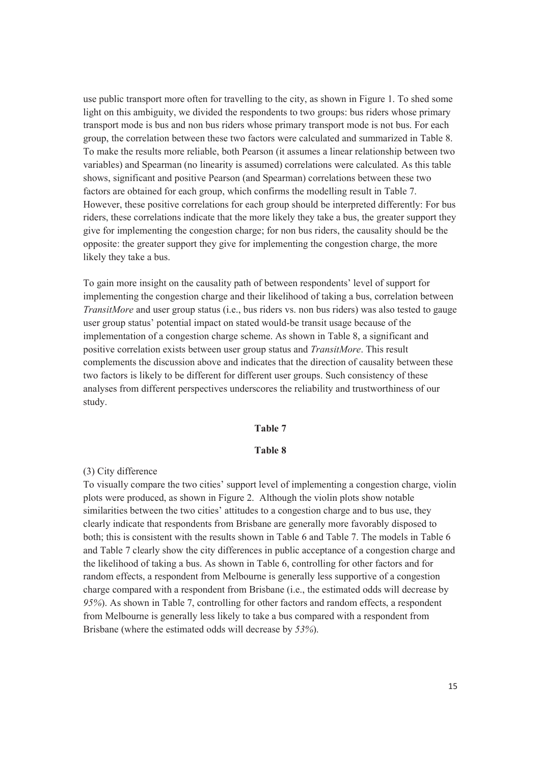use public transport more often for travelling to the city, as shown in Figure 1. To shed some light on this ambiguity, we divided the respondents to two groups: bus riders whose primary transport mode is bus and non bus riders whose primary transport mode is not bus. For each group, the correlation between these two factors were calculated and summarized in Table 8. To make the results more reliable, both Pearson (it assumes a linear relationship between two variables) and Spearman (no linearity is assumed) correlations were calculated. As this table shows, significant and positive Pearson (and Spearman) correlations between these two factors are obtained for each group, which confirms the modelling result in Table 7. However, these positive correlations for each group should be interpreted differently: For bus riders, these correlations indicate that the more likely they take a bus, the greater support they give for implementing the congestion charge; for non bus riders, the causality should be the opposite: the greater support they give for implementing the congestion charge, the more likely they take a bus.

To gain more insight on the causality path of between respondents' level of support for implementing the congestion charge and their likelihood of taking a bus, correlation between *TransitMore* and user group status (i.e., bus riders vs. non bus riders) was also tested to gauge user group status' potential impact on stated would-be transit usage because of the implementation of a congestion charge scheme. As shown in Table 8, a significant and positive correlation exists between user group status and *TransitMore*. This result complements the discussion above and indicates that the direction of causality between these two factors is likely to be different for different user groups. Such consistency of these analyses from different perspectives underscores the reliability and trustworthiness of our study.

**Table 7**

**Table 8**

(3) City difference

To visually compare the two cities' support level of implementing a congestion charge, violin plots were produced, as shown in Figure 2. Although the violin plots show notable similarities between the two cities' attitudes to a congestion charge and to bus use, they clearly indicate that respondents from Brisbane are generally more favorably disposed to both; this is consistent with the results shown in Table 6 and Table 7. The models in Table 6 and Table 7 clearly show the city differences in public acceptance of a congestion charge and the likelihood of taking a bus. As shown in Table 6, controlling for other factors and for random effects, a respondent from Melbourne is generally less supportive of a congestion charge compared with a respondent from Brisbane (i.e., the estimated odds will decrease by *95%*). As shown in Table 7, controlling for other factors and random effects, a respondent from Melbourne is generally less likely to take a bus compared with a respondent from Brisbane (where the estimated odds will decrease by *53%*).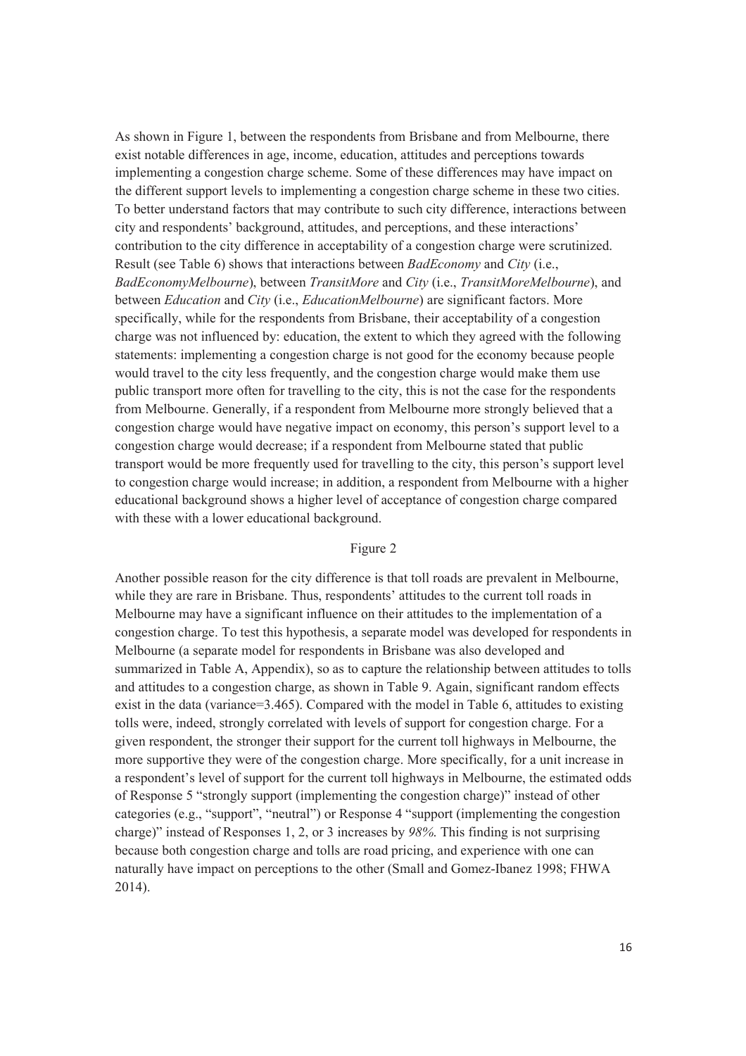As shown in Figure 1, between the respondents from Brisbane and from Melbourne, there exist notable differences in age, income, education, attitudes and perceptions towards implementing a congestion charge scheme. Some of these differences may have impact on the different support levels to implementing a congestion charge scheme in these two cities. To better understand factors that may contribute to such city difference, interactions between city and respondents' background, attitudes, and perceptions, and these interactions' contribution to the city difference in acceptability of a congestion charge were scrutinized. Result (see Table 6) shows that interactions between *BadEconomy* and *City* (i.e., *BadEconomyMelbourne*), between *TransitMore* and *City* (i.e., *TransitMoreMelbourne*), and between *Education* and *City* (i.e., *EducationMelbourne*) are significant factors. More specifically, while for the respondents from Brisbane, their acceptability of a congestion charge was not influenced by: education, the extent to which they agreed with the following statements: implementing a congestion charge is not good for the economy because people would travel to the city less frequently, and the congestion charge would make them use public transport more often for travelling to the city, this is not the case for the respondents from Melbourne. Generally, if a respondent from Melbourne more strongly believed that a congestion charge would have negative impact on economy, this person's support level to a congestion charge would decrease; if a respondent from Melbourne stated that public transport would be more frequently used for travelling to the city, this person's support level to congestion charge would increase; in addition, a respondent from Melbourne with a higher educational background shows a higher level of acceptance of congestion charge compared with these with a lower educational background.

Figure 2

Another possible reason for the city difference is that toll roads are prevalent in Melbourne, while they are rare in Brisbane. Thus, respondents' attitudes to the current toll roads in Melbourne may have a significant influence on their attitudes to the implementation of a congestion charge. To test this hypothesis, a separate model was developed for respondents in Melbourne (a separate model for respondents in Brisbane was also developed and summarized in Table A, Appendix), so as to capture the relationship between attitudes to tolls and attitudes to a congestion charge, as shown in Table 9. Again, significant random effects exist in the data (variance=3.465). Compared with the model in Table 6, attitudes to existing tolls were, indeed, strongly correlated with levels of support for congestion charge. For a given respondent, the stronger their support for the current toll highways in Melbourne, the more supportive they were of the congestion charge. More specifically, for a unit increase in a respondent's level of support for the current toll highways in Melbourne, the estimated odds of Response 5 "strongly support (implementing the congestion charge)" instead of other categories (e.g., "support", "neutral") or Response 4 "support (implementing the congestion charge)" instead of Responses 1, 2, or 3 increases by *98%.* This finding is not surprising because both congestion charge and tolls are road pricing, and experience with one can naturally have impact on perceptions to the other (Small and Gomez-Ibanez 1998; FHWA 2014).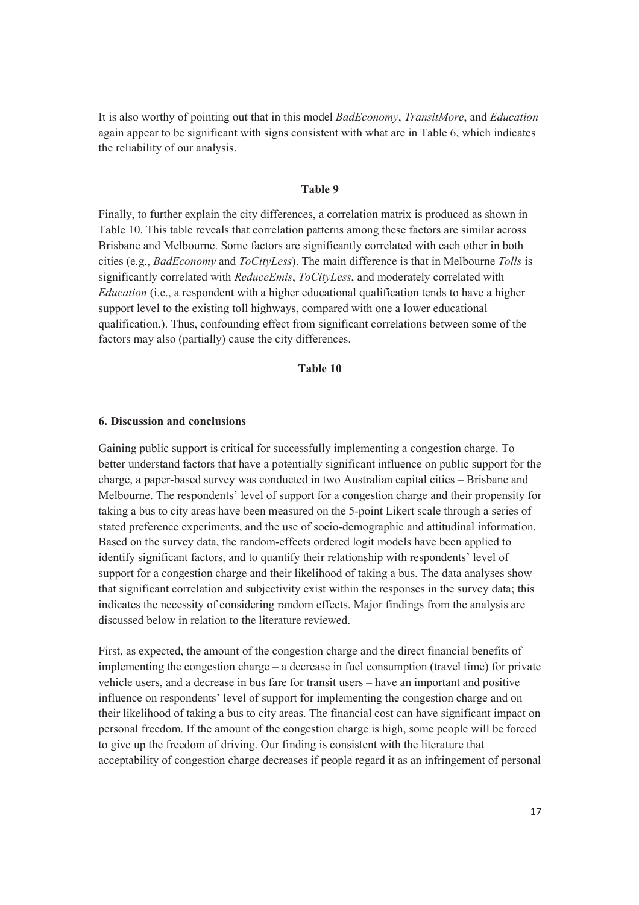It is also worthy of pointing out that in this model *BadEconomy*, *TransitMore*, and *Education* again appear to be significant with signs consistent with what are in Table 6, which indicates the reliability of our analysis.

**Table 9**

Finally, to further explain the city differences, a correlation matrix is produced as shown in Table 10. This table reveals that correlation patterns among these factors are similar across Brisbane and Melbourne. Some factors are significantly correlated with each other in both cities (e.g., *BadEconomy* and *ToCityLess*). The main difference is that in Melbourne *Tolls* is significantly correlated with *ReduceEmis*, *ToCityLess*, and moderately correlated with *Education* (i.e., a respondent with a higher educational qualification tends to have a higher support level to the existing toll highways, compared with one a lower educational qualification.). Thus, confounding effect from significant correlations between some of the factors may also (partially) cause the city differences.

**Table 10**

## 6. Discussion and conclusions

Gaining public support is critical for successfully implementing a congestion charge. To better understand factors that have a potentially significant influence on public support for the charge, a paper-based survey was conducted in two Australian capital cities – Brisbane and Melbourne. The respondents' level of support for a congestion charge and their propensity for taking a bus to city areas have been measured on the 5-point Likert scale through a series of stated preference experiments, and the use of socio-demographic and attitudinal information. Based on the survey data, the random-effects ordered logit models have been applied to identify significant factors, and to quantify their relationship with respondents' level of support for a congestion charge and their likelihood of taking a bus. The data analyses show that significant correlation and subjectivity exist within the responses in the survey data; this indicates the necessity of considering random effects. Major findings from the analysis are discussed below in relation to the literature reviewed.

First, as expected, the amount of the congestion charge and the direct financial benefits of implementing the congestion charge – a decrease in fuel consumption (travel time) for private vehicle users, and a decrease in bus fare for transit users – have an important and positive influence on respondents' level of support for implementing the congestion charge and on their likelihood of taking a bus to city areas. The financial cost can have significant impact on personal freedom. If the amount of the congestion charge is high, some people will be forced to give up the freedom of driving. Our finding is consistent with the literature that acceptability of congestion charge decreases if people regard it as an infringement of personal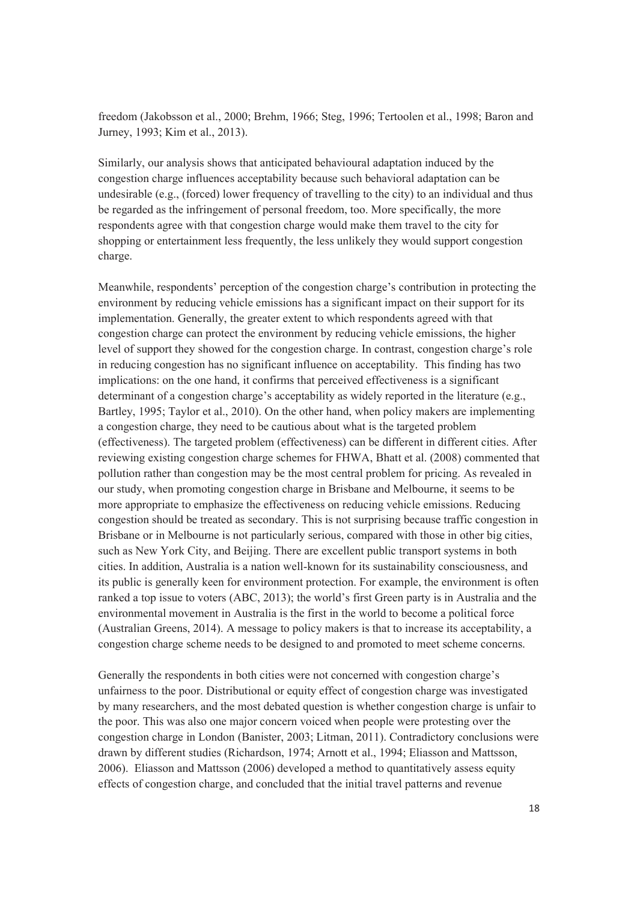freedom (Jakobsson et al., 2000; Brehm, 1966; Steg, 1996; Tertoolen et al., 1998; Baron and Jurney, 1993; Kim et al., 2013).

Similarly, our analysis shows that anticipated behavioural adaptation induced by the congestion charge influences acceptability because such behavioral adaptation can be undesirable (e.g., (forced) lower frequency of travelling to the city) to an individual and thus be regarded as the infringement of personal freedom, too. More specifically, the more respondents agree with that congestion charge would make them travel to the city for shopping or entertainment less frequently, the less unlikely they would support congestion charge.

Meanwhile, respondents' perception of the congestion charge's contribution in protecting the environment by reducing vehicle emissions has a significant impact on their support for its implementation. Generally, the greater extent to which respondents agreed with that congestion charge can protect the environment by reducing vehicle emissions, the higher level of support they showed for the congestion charge. In contrast, congestion charge's role in reducing congestion has no significant influence on acceptability. This finding has two implications: on the one hand, it confirms that perceived effectiveness is a significant determinant of a congestion charge's acceptability as widely reported in the literature (e.g., Bartley, 1995; Taylor et al., 2010). On the other hand, when policy makers are implementing a congestion charge, they need to be cautious about what is the targeted problem (effectiveness). The targeted problem (effectiveness) can be different in different cities. After reviewing existing congestion charge schemes for FHWA, Bhatt et al. (2008) commented that pollution rather than congestion may be the most central problem for pricing. As revealed in our study, when promoting congestion charge in Brisbane and Melbourne, it seems to be more appropriate to emphasize the effectiveness on reducing vehicle emissions. Reducing congestion should be treated as secondary. This is not surprising because traffic congestion in Brisbane or in Melbourne is not particularly serious, compared with those in other big cities, such as New York City, and Beijing. There are excellent public transport systems in both cities. In addition, Australia is a nation well-known for its sustainability consciousness, and its public is generally keen for environment protection. For example, the environment is often ranked a top issue to voters (ABC, 2013); the world's first Green party is in Australia and the environmental movement in Australia is the first in the world to become a political force (Australian Greens, 2014). A message to policy makers is that to increase its acceptability, a congestion charge scheme needs to be designed to and promoted to meet scheme concerns.

Generally the respondents in both cities were not concerned with congestion charge's unfairness to the poor. Distributional or equity effect of congestion charge was investigated by many researchers, and the most debated question is whether congestion charge is unfair to the poor. This was also one major concern voiced when people were protesting over the congestion charge in London (Banister, 2003; Litman, 2011). Contradictory conclusions were drawn by different studies (Richardson, 1974; Arnott et al., 1994; Eliasson and Mattsson, 2006). Eliasson and Mattsson (2006) developed a method to quantitatively assess equity effects of congestion charge, and concluded that the initial travel patterns and revenue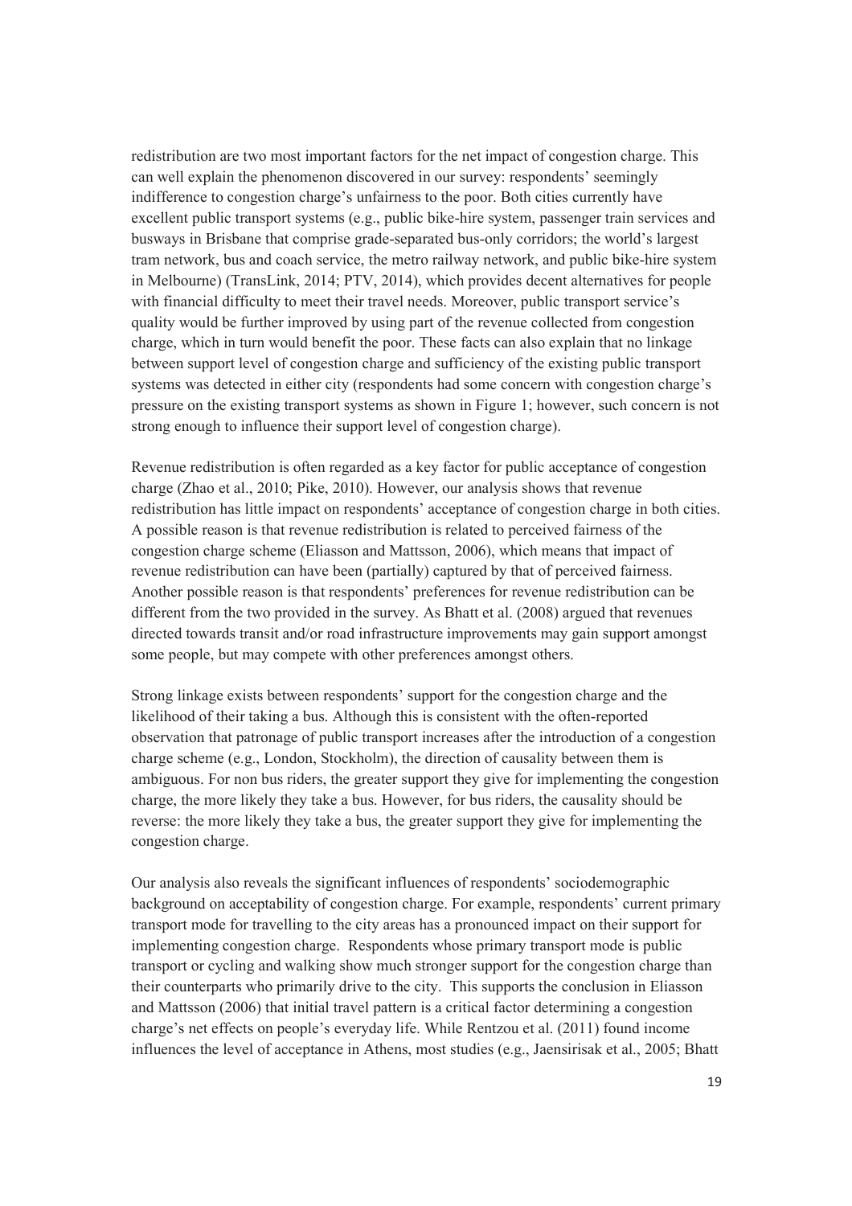redistribution are two most important factors for the net impact of congestion charge. This can well explain the phenomenon discovered in our survey: respondents' seemingly indifference to congestion charge's unfairness to the poor. Both cities currently have excellent public transport systems (e.g., public bike-hire system, passenger train services and busways in Brisbane that comprise grade-separated bus-only corridors; the world's largest tram network, bus and coach service, the metro railway network, and public bike-hire system in Melbourne) (TransLink, 2014; PTV, 2014), which provides decent alternatives for people with financial difficulty to meet their travel needs. Moreover, public transport service's quality would be further improved by using part of the revenue collected from congestion charge, which in turn would benefit the poor. These facts can also explain that no linkage between support level of congestion charge and sufficiency of the existing public transport systems was detected in either city (respondents had some concern with congestion charge's pressure on the existing transport systems as shown in Figure 1; however, such concern is not strong enough to influence their support level of congestion charge).

Revenue redistribution is often regarded as a key factor for public acceptance of congestion charge (Zhao et al., 2010; Pike, 2010). However, our analysis shows that revenue redistribution has little impact on respondents' acceptance of congestion charge in both cities. A possible reason is that revenue redistribution is related to perceived fairness of the congestion charge scheme (Eliasson and Mattsson, 2006), which means that impact of revenue redistribution can have been (partially) captured by that of perceived fairness. Another possible reason is that respondents' preferences for revenue redistribution can be different from the two provided in the survey. As Bhatt et al. (2008) argued that revenues directed towards transit and/or road infrastructure improvements may gain support amongst some people, but may compete with other preferences amongst others.

Strong linkage exists between respondents' support for the congestion charge and the likelihood of their taking a bus. Although this is consistent with the often-reported observation that patronage of public transport increases after the introduction of a congestion charge scheme (e.g., London, Stockholm), the direction of causality between them is ambiguous. For non bus riders, the greater support they give for implementing the congestion charge, the more likely they take a bus. However, for bus riders, the causality should be reverse: the more likely they take a bus, the greater support they give for implementing the congestion charge.

Our analysis also reveals the significant influences of respondents' sociodemographic background on acceptability of congestion charge. For example, respondents' current primary transport mode for travelling to the city areas has a pronounced impact on their support for implementing congestion charge. Respondents whose primary transport mode is public transport or cycling and walking show much stronger support for the congestion charge than their counterparts who primarily drive to the city. This supports the conclusion in Eliasson and Mattsson (2006) that initial travel pattern is a critical factor determining a congestion charge's net effects on people's everyday life. While Rentzou et al. (2011) found income influences the level of acceptance in Athens, most studies (e.g., Jaensirisak et al., 2005; Bhatt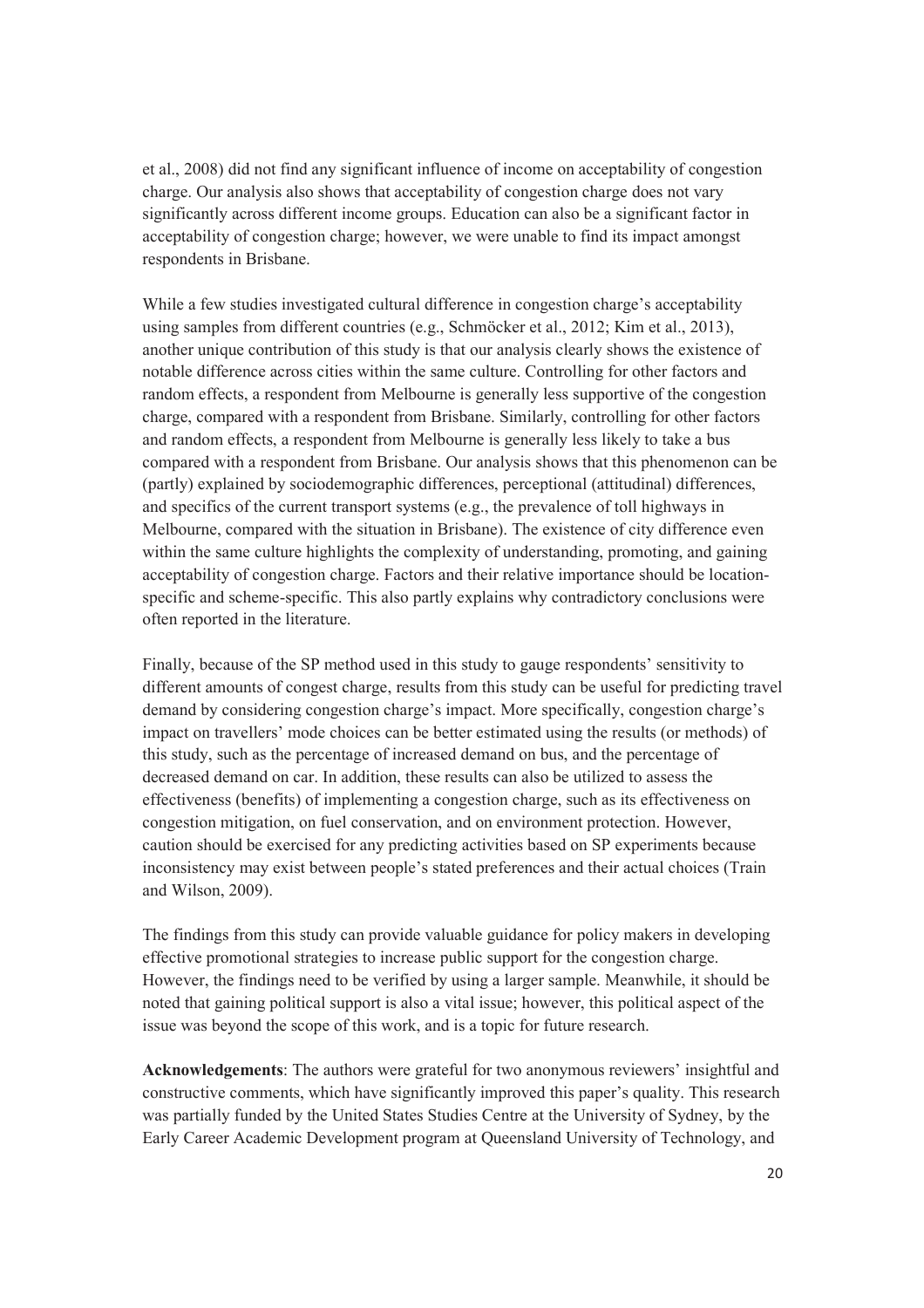et al., 2008) did not find any significant influence of income on acceptability of congestion charge. Our analysis also shows that acceptability of congestion charge does not vary significantly across different income groups. Education can also be a significant factor in acceptability of congestion charge; however, we were unable to find its impact amongst respondents in Brisbane.

While a few studies investigated cultural difference in congestion charge's acceptability using samples from different countries (e.g., Schmöcker et al., 2012; Kim et al., 2013), another unique contribution of this study is that our analysis clearly shows the existence of notable difference across cities within the same culture. Controlling for other factors and random effects, a respondent from Melbourne is generally less supportive of the congestion charge, compared with a respondent from Brisbane. Similarly, controlling for other factors and random effects, a respondent from Melbourne is generally less likely to take a bus compared with a respondent from Brisbane. Our analysis shows that this phenomenon can be (partly) explained by sociodemographic differences, perceptional (attitudinal) differences, and specifics of the current transport systems (e.g., the prevalence of toll highways in Melbourne, compared with the situation in Brisbane). The existence of city difference even within the same culture highlights the complexity of understanding, promoting, and gaining acceptability of congestion charge. Factors and their relative importance should be location-specific and scheme-specific. This also partly explains why contradictory conclusions were often reported in the literature.

Finally, because of the SP method used in this study to gauge respondents' sensitivity to different amounts of congest charge, results from this study can be useful for predicting travel demand by considering congestion charge's impact. More specifically, congestion charge's impact on travellers' mode choices can be better estimated using the results (or methods) of this study, such as the percentage of increased demand on bus, and the percentage of decreased demand on car. In addition, these results can also be utilized to assess the effectiveness (benefits) of implementing a congestion charge, such as its effectiveness on congestion mitigation, on fuel conservation, and on environment protection. However, caution should be exercised for any predicting activities based on SP experiments because inconsistency may exist between people's stated preferences and their actual choices (Train and Wilson, 2009).

The findings from this study can provide valuable guidance for policy makers in developing effective promotional strategies to increase public support for the congestion charge. However, the findings need to be verified by using a larger sample. Meanwhile, it should be noted that gaining political support is also a vital issue; however, this political aspect of the issue was beyond the scope of this work, and is a topic for future research.

**Acknowledgements**: The authors were grateful for two anonymous reviewers' insightful and constructive comments, which have significantly improved this paper's quality. This research was partially funded by the United States Studies Centre at the University of Sydney, by the Early Career Academic Development program at Queensland University of Technology, and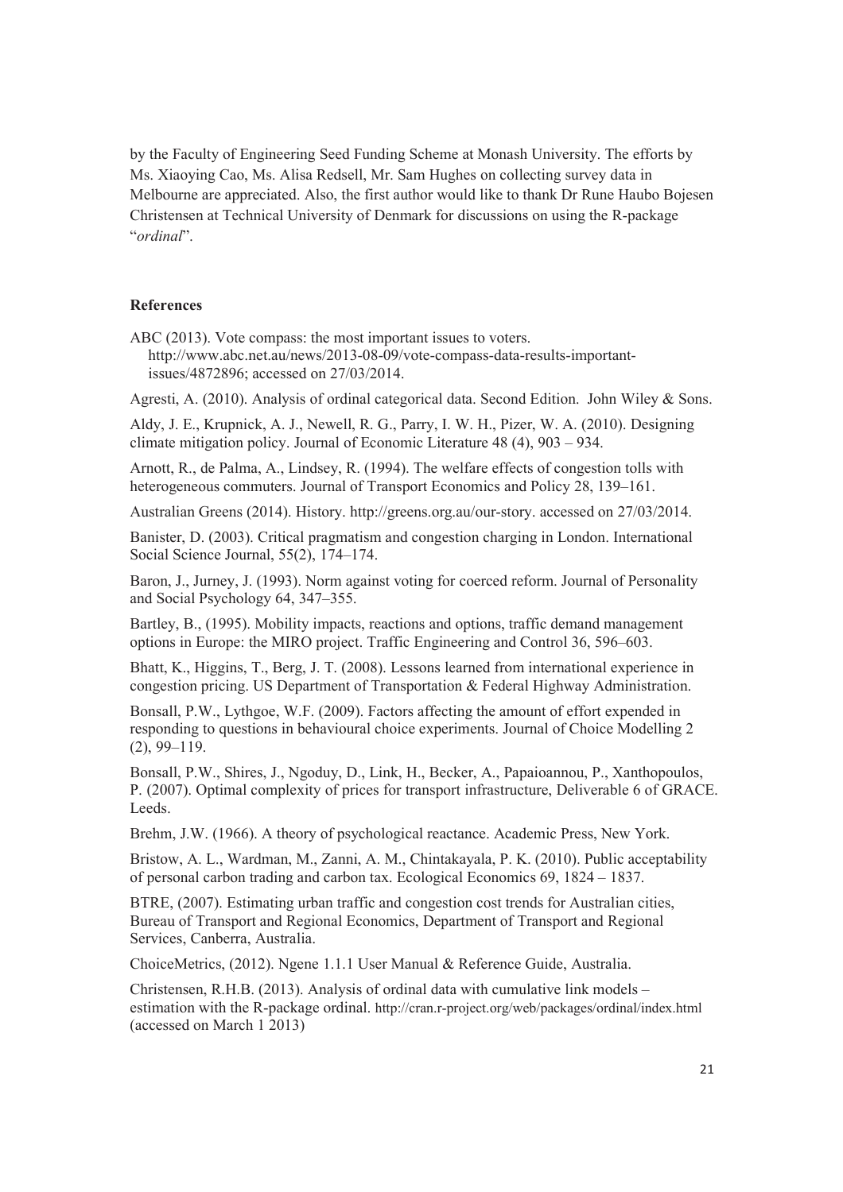by the Faculty of Engineering Seed Funding Scheme at Monash University. The efforts by Ms. Xiaoying Cao, Ms. Alisa Redsell, Mr. Sam Hughes on collecting survey data in Melbourne are appreciated. Also, the first author would like to thank Dr Rune Haubo Bojesen Christensen at Technical University of Denmark for discussions on using the R-package "*ordinal*".

## References

ABC (2013). Vote compass: the most important issues to voters. http://www.abc.net.au/news/2013-08-09/vote-compass-data-results-important-issues/4872896; accessed on 27/03/2014.

Agresti, A. (2010). Analysis of ordinal categorical data. Second Edition. John Wiley & Sons.

Aldy, J. E., Krupnick, A. J., Newell, R. G., Parry, I. W. H., Pizer, W. A. (2010). Designing climate mitigation policy. Journal of Economic Literature 48 (4), 903 – 934.

Arnott, R., de Palma, A., Lindsey, R. (1994). The welfare effects of congestion tolls with heterogeneous commuters. Journal of Transport Economics and Policy 28, 139–161.

Australian Greens (2014). History. http://greens.org.au/our-story. accessed on 27/03/2014.

Banister, D. (2003). Critical pragmatism and congestion charging in London. International Social Science Journal, 55(2), 174–174.

Baron, J., Jurney, J. (1993). Norm against voting for coerced reform. Journal of Personality and Social Psychology 64, 347–355.

Bartley, B., (1995). Mobility impacts, reactions and options, traffic demand management options in Europe: the MIRO project. Traffic Engineering and Control 36, 596–603.

Bhatt, K., Higgins, T., Berg, J. T. (2008). Lessons learned from international experience in congestion pricing. US Department of Transportation & Federal Highway Administration.

Bonsall, P.W., Lythgoe, W.F. (2009). Factors affecting the amount of effort expended in responding to questions in behavioural choice experiments. Journal of Choice Modelling 2 (2), 99–119.

Bonsall, P.W., Shires, J., Ngoduy, D., Link, H., Becker, A., Papaioannou, P., Xanthopoulos, P. (2007). Optimal complexity of prices for transport infrastructure, Deliverable 6 of GRACE. Leeds.

Brehm, J.W. (1966). A theory of psychological reactance. Academic Press, New York.

Bristow, A. L., Wardman, M., Zanni, A. M., Chintakayala, P. K. (2010). Public acceptability of personal carbon trading and carbon tax. Ecological Economics 69, 1824 – 1837.

BTRE, (2007). Estimating urban traffic and congestion cost trends for Australian cities, Bureau of Transport and Regional Economics, Department of Transport and Regional Services, Canberra, Australia.

ChoiceMetrics, (2012). Ngene 1.1.1 User Manual & Reference Guide, Australia.

Christensen, R.H.B. (2013). Analysis of ordinal data with cumulative link models – estimation with the R-package ordinal. http://cran.r-project.org/web/packages/ordinal/index.html (accessed on March 1 2013)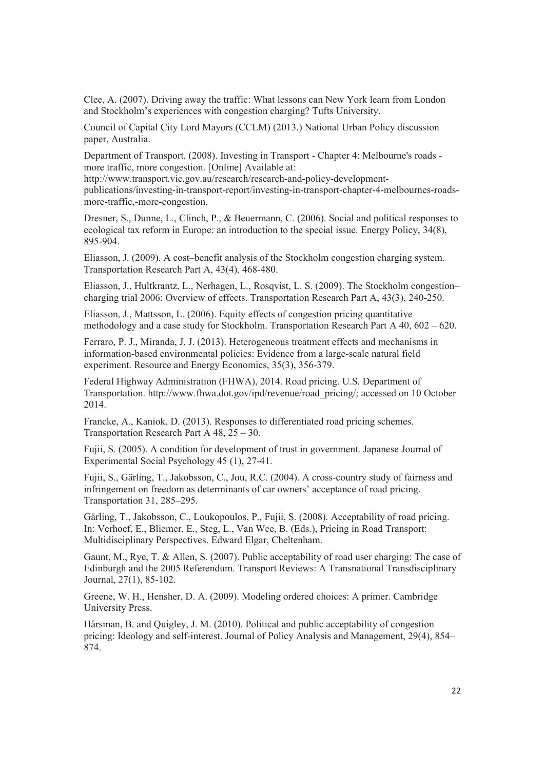Clee, A. (2007). Driving away the traffic: What lessons can New York learn from London and Stockholm's experiences with congestion charging? Tufts University.

Council of Capital City Lord Mayors (CCLM) (2013.) National Urban Policy discussion paper, Australia.

Department of Transport, (2008). Investing in Transport - Chapter 4: Melbourne's roads - more traffic, more congestion. [Online] Available at: http://www.transport.vic.gov.au/research/research-and-policy-development-publications/investing-in-transport-report/investing-in-transport-chapter-4-melbournes-roads-more-traffic,-more-congestion.

Dresner, S., Dunne, L., Clinch, P., & Beuermann, C. (2006). Social and political responses to ecological tax reform in Europe: an introduction to the special issue. Energy Policy, 34(8), 895-904.

Eliasson, J. (2009). A cost–benefit analysis of the Stockholm congestion charging system. Transportation Research Part A, 43(4), 468-480.

Eliasson, J., Hultkrantz, L., Nerhagen, L., Rosqvist, L. S. (2009). The Stockholm congestion–charging trial 2006: Overview of effects. Transportation Research Part A, 43(3), 240-250.

Eliasson, J., Mattsson, L. (2006). Equity effects of congestion pricing quantitative methodology and a case study for Stockholm. Transportation Research Part A 40, 602 – 620.

Ferraro, P. J., Miranda, J. J. (2013). Heterogeneous treatment effects and mechanisms in information-based environmental policies: Evidence from a large-scale natural field experiment. Resource and Energy Economics, 35(3), 356-379.

Federal Highway Administration (FHWA), 2014. Road pricing. U.S. Department of Transportation. http://www.fhwa.dot.gov/ipd/revenue/road_pricing/; accessed on 10 October 2014.

Francke, A., Kaniok, D. (2013). Responses to differentiated road pricing schemes. Transportation Research Part A 48, 25 – 30.

Fujii, S. (2005). A condition for development of trust in government. Japanese Journal of Experimental Social Psychology 45 (1), 27-41.

Fujii, S., Gärling, T., Jakobsson, C., Jou, R.C. (2004). A cross-country study of fairness and infringement on freedom as determinants of car owners' acceptance of road pricing. Transportation 31, 285–295.

Gärling, T., Jakobsson, C., Loukopoulos, P., Fujii, S. (2008). Acceptability of road pricing. In: Verhoef, E., Bliemer, E., Steg, L., Van Wee, B. (Eds.), Pricing in Road Transport: Multidisciplinary Perspectives. Edward Elgar, Cheltenham.

Gaunt, M., Rye, T. & Allen, S. (2007). Public acceptability of road user charging: The case of Edinburgh and the 2005 Referendum. Transport Reviews: A Transnational Transdisciplinary Journal, 27(1), 85-102.

Greene, W. H., Hensher, D. A. (2009). Modeling ordered choices: A primer. Cambridge University Press.

Hårsman, B. and Quigley, J. M. (2010). Political and public acceptability of congestion pricing: Ideology and self-interest. Journal of Policy Analysis and Management, 29(4), 854–874.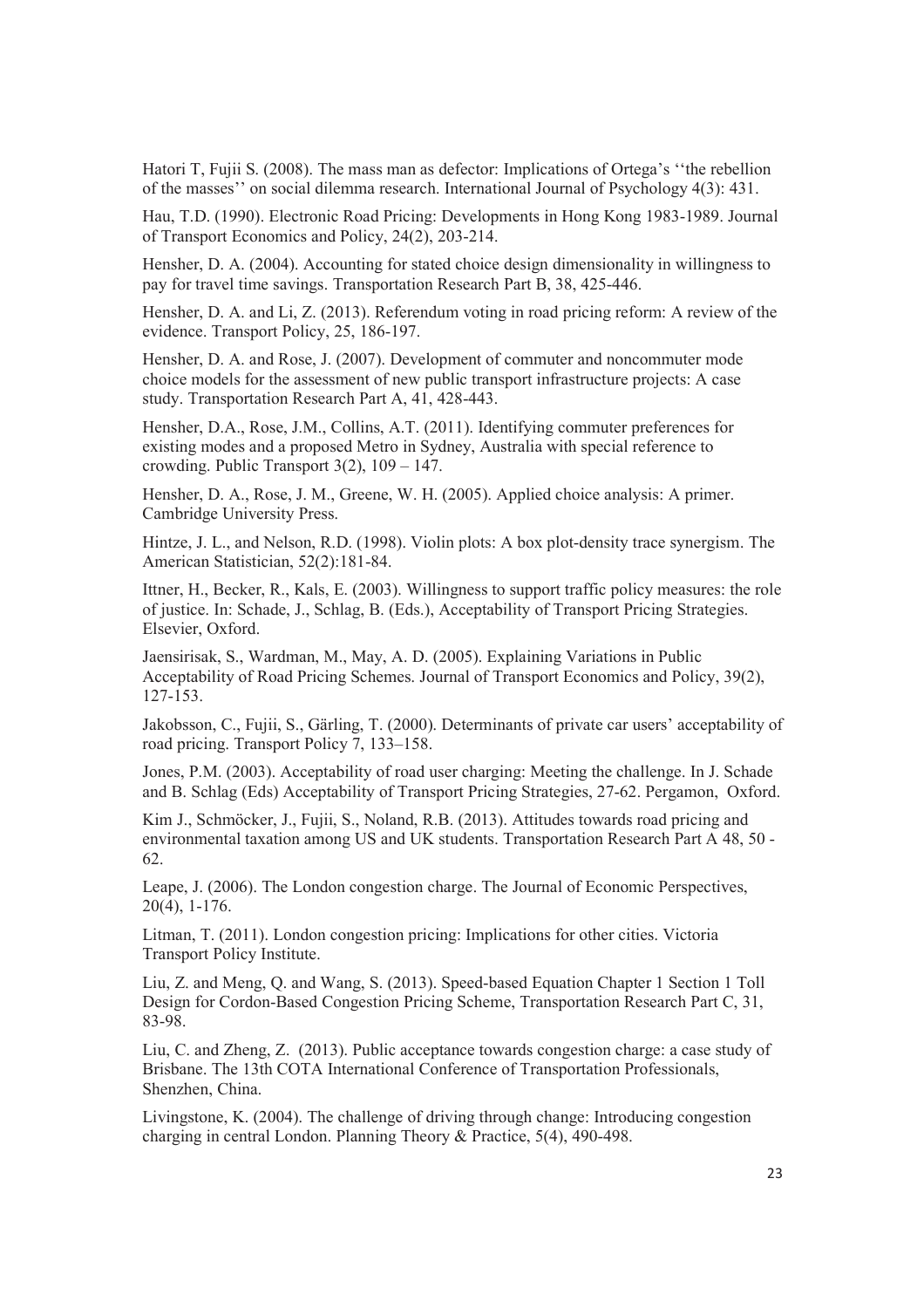Hatori T, Fujii S. (2008). The mass man as defector: Implications of Ortega's ''the rebellion of the masses'' on social dilemma research. International Journal of Psychology 4(3): 431.

Hau, T.D. (1990). Electronic Road Pricing: Developments in Hong Kong 1983-1989. Journal of Transport Economics and Policy, 24(2), 203-214.

Hensher, D. A. (2004). Accounting for stated choice design dimensionality in willingness to pay for travel time savings. Transportation Research Part B, 38, 425-446.

Hensher, D. A. and Li, Z. (2013). Referendum voting in road pricing reform: A review of the evidence. Transport Policy, 25, 186-197.

Hensher, D. A. and Rose, J. (2007). Development of commuter and noncommuter mode choice models for the assessment of new public transport infrastructure projects: A case study. Transportation Research Part A, 41, 428-443.

Hensher, D.A., Rose, J.M., Collins, A.T. (2011). Identifying commuter preferences for existing modes and a proposed Metro in Sydney, Australia with special reference to crowding. Public Transport 3(2), 109 – 147.

Hensher, D. A., Rose, J. M., Greene, W. H. (2005). Applied choice analysis: A primer. Cambridge University Press.

Hintze, J. L., and Nelson, R.D. (1998). Violin plots: A box plot-density trace synergism. The American Statistician, 52(2):181-84.

Ittner, H., Becker, R., Kals, E. (2003). Willingness to support traffic policy measures: the role of justice. In: Schade, J., Schlag, B. (Eds.), Acceptability of Transport Pricing Strategies. Elsevier, Oxford.

Jaensirisak, S., Wardman, M., May, A. D. (2005). Explaining Variations in Public Acceptability of Road Pricing Schemes. Journal of Transport Economics and Policy, 39(2), 127-153.

Jakobsson, C., Fujii, S., Gärling, T. (2000). Determinants of private car users' acceptability of road pricing. Transport Policy 7, 133–158.

Jones, P.M. (2003). Acceptability of road user charging: Meeting the challenge. In J. Schade and B. Schlag (Eds) Acceptability of Transport Pricing Strategies, 27-62. Pergamon, Oxford.

Kim J., Schmöcker, J., Fujii, S., Noland, R.B. (2013). Attitudes towards road pricing and environmental taxation among US and UK students. Transportation Research Part A 48, 50 - 62.

Leape, J. (2006). The London congestion charge. The Journal of Economic Perspectives, 20(4), 1-176.

Litman, T. (2011). London congestion pricing: Implications for other cities. Victoria Transport Policy Institute.

Liu, Z. and Meng, Q. and Wang, S. (2013). Speed-based Equation Chapter 1 Section 1 Toll Design for Cordon-Based Congestion Pricing Scheme, Transportation Research Part C, 31, 83-98.

Liu, C. and Zheng, Z. (2013). Public acceptance towards congestion charge: a case study of Brisbane. The 13th COTA International Conference of Transportation Professionals, Shenzhen, China.

Livingstone, K. (2004). The challenge of driving through change: Introducing congestion charging in central London. Planning Theory & Practice, 5(4), 490-498.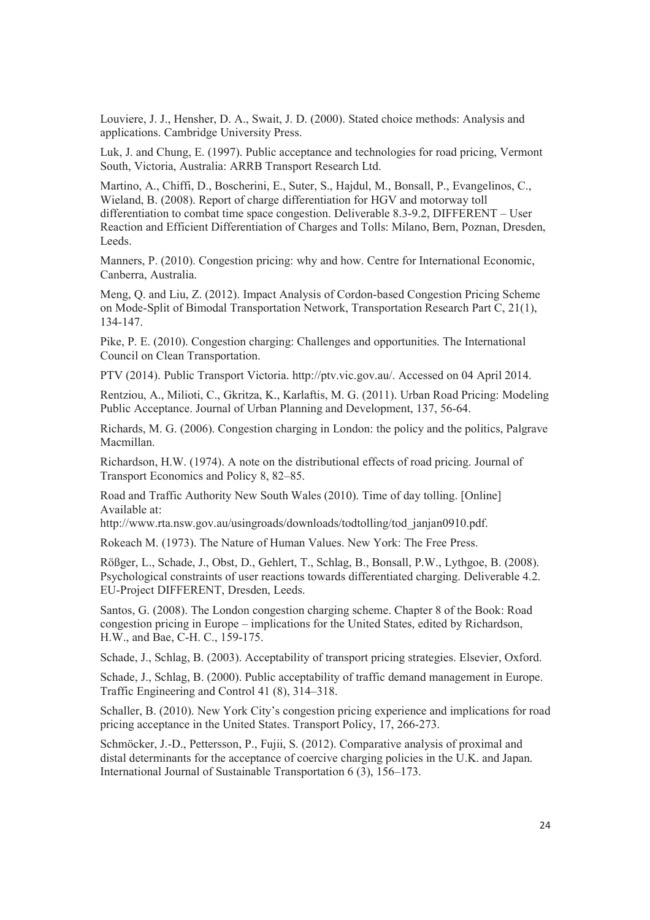Louviere, J. J., Hensher, D. A., Swait, J. D. (2000). Stated choice methods: Analysis and applications. Cambridge University Press.

Luk, J. and Chung, E. (1997). Public acceptance and technologies for road pricing, Vermont South, Victoria, Australia: ARRB Transport Research Ltd.

Martino, A., Chiffi, D., Boscherini, E., Suter, S., Hajdul, M., Bonsall, P., Evangelinos, C., Wieland, B. (2008). Report of charge differentiation for HGV and motorway toll differentiation to combat time space congestion. Deliverable 8.3-9.2, DIFFERENT – User Reaction and Efficient Differentiation of Charges and Tolls: Milano, Bern, Poznan, Dresden, Leeds.

Manners, P. (2010). Congestion pricing: why and how. Centre for International Economic, Canberra, Australia.

Meng, Q. and Liu, Z. (2012). Impact Analysis of Cordon-based Congestion Pricing Scheme on Mode-Split of Bimodal Transportation Network, Transportation Research Part C, 21(1), 134-147.

Pike, P. E. (2010). Congestion charging: Challenges and opportunities. The International Council on Clean Transportation.

PTV (2014). Public Transport Victoria. http://ptv.vic.gov.au/. Accessed on 04 April 2014.

Rentziou, A., Milioti, C., Gkritza, K., Karlaftis, M. G. (2011). Urban Road Pricing: Modeling Public Acceptance. Journal of Urban Planning and Development, 137, 56-64.

Richards, M. G. (2006). Congestion charging in London: the policy and the politics, Palgrave Macmillan.

Richardson, H.W. (1974). A note on the distributional effects of road pricing. Journal of Transport Economics and Policy 8, 82–85.

Road and Traffic Authority New South Wales (2010). Time of day tolling. [Online] Available at: http://www.rta.nsw.gov.au/usingroads/downloads/todtolling/tod_janjan0910.pdf.

Rokeach M. (1973). The Nature of Human Values. New York: The Free Press.

Rößger, L., Schade, J., Obst, D., Gehlert, T., Schlag, B., Bonsall, P.W., Lythgoe, B. (2008). Psychological constraints of user reactions towards differentiated charging. Deliverable 4.2. EU-Project DIFFERENT, Dresden, Leeds.

Santos, G. (2008). The London congestion charging scheme. Chapter 8 of the Book: Road congestion pricing in Europe – implications for the United States, edited by Richardson, H.W., and Bae, C-H. C., 159-175.

Schade, J., Schlag, B. (2003). Acceptability of transport pricing strategies. Elsevier, Oxford.

Schade, J., Schlag, B. (2000). Public acceptability of traffic demand management in Europe. Traffic Engineering and Control 41 (8), 314–318.

Schaller, B. (2010). New York City's congestion pricing experience and implications for road pricing acceptance in the United States. Transport Policy, 17, 266-273.

Schmöcker, J.-D., Pettersson, P., Fujii, S. (2012). Comparative analysis of proximal and distal determinants for the acceptance of coercive charging policies in the U.K. and Japan. International Journal of Sustainable Transportation 6 (3), 156–173.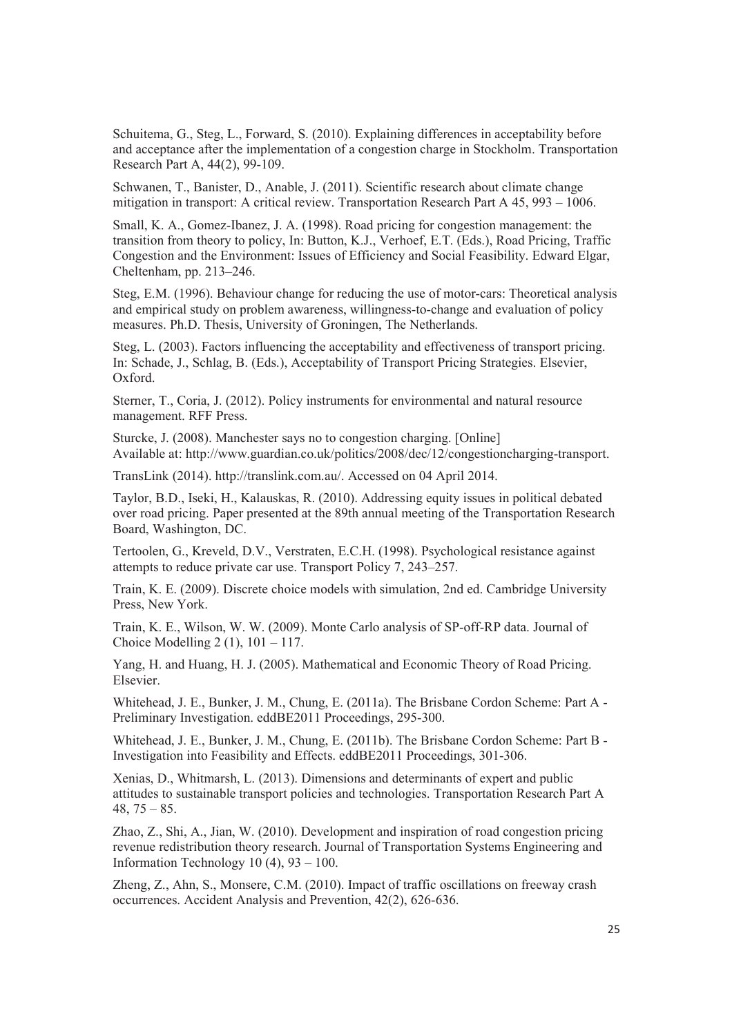Schuitema, G., Steg, L., Forward, S. (2010). Explaining differences in acceptability before and acceptance after the implementation of a congestion charge in Stockholm. Transportation Research Part A, 44(2), 99-109.

Schwanen, T., Banister, D., Anable, J. (2011). Scientific research about climate change mitigation in transport: A critical review. Transportation Research Part A 45, 993 – 1006.

Small, K. A., Gomez-Ibanez, J. A. (1998). Road pricing for congestion management: the transition from theory to policy, In: Button, K.J., Verhoef, E.T. (Eds.), Road Pricing, Traffic Congestion and the Environment: Issues of Efficiency and Social Feasibility. Edward Elgar, Cheltenham, pp. 213–246.

Steg, E.M. (1996). Behaviour change for reducing the use of motor-cars: Theoretical analysis and empirical study on problem awareness, willingness-to-change and evaluation of policy measures. Ph.D. Thesis, University of Groningen, The Netherlands.

Steg, L. (2003). Factors influencing the acceptability and effectiveness of transport pricing. In: Schade, J., Schlag, B. (Eds.), Acceptability of Transport Pricing Strategies. Elsevier, Oxford.

Sterner, T., Coria, J. (2012). Policy instruments for environmental and natural resource management. RFF Press.

Sturcke, J. (2008). Manchester says no to congestion charging. [Online] Available at: http://www.guardian.co.uk/politics/2008/dec/12/congestioncharging-transport.

TransLink (2014). http://translink.com.au/. Accessed on 04 April 2014.

Taylor, B.D., Iseki, H., Kalauskas, R. (2010). Addressing equity issues in political debated over road pricing. Paper presented at the 89th annual meeting of the Transportation Research Board, Washington, DC.

Tertoolen, G., Kreveld, D.V., Verstraten, E.C.H. (1998). Psychological resistance against attempts to reduce private car use. Transport Policy 7, 243–257.

Train, K. E. (2009). Discrete choice models with simulation, 2nd ed. Cambridge University Press, New York.

Train, K. E., Wilson, W. W. (2009). Monte Carlo analysis of SP-off-RP data. Journal of Choice Modelling 2 (1), 101 – 117.

Yang, H. and Huang, H. J. (2005). Mathematical and Economic Theory of Road Pricing. Elsevier.

Whitehead, J. E., Bunker, J. M., Chung, E. (2011a). The Brisbane Cordon Scheme: Part A - Preliminary Investigation. eddBE2011 Proceedings, 295-300.

Whitehead, J. E., Bunker, J. M., Chung, E. (2011b). The Brisbane Cordon Scheme: Part B - Investigation into Feasibility and Effects. eddBE2011 Proceedings, 301-306.

Xenias, D., Whitmarsh, L. (2013). Dimensions and determinants of expert and public attitudes to sustainable transport policies and technologies. Transportation Research Part A 48, 75 – 85.

Zhao, Z., Shi, A., Jian, W. (2010). Development and inspiration of road congestion pricing revenue redistribution theory research. Journal of Transportation Systems Engineering and Information Technology 10 (4), 93 – 100.

Zheng, Z., Ahn, S., Monsere, C.M. (2010). Impact of traffic oscillations on freeway crash occurrences. Accident Analysis and Prevention, 42(2), 626-636.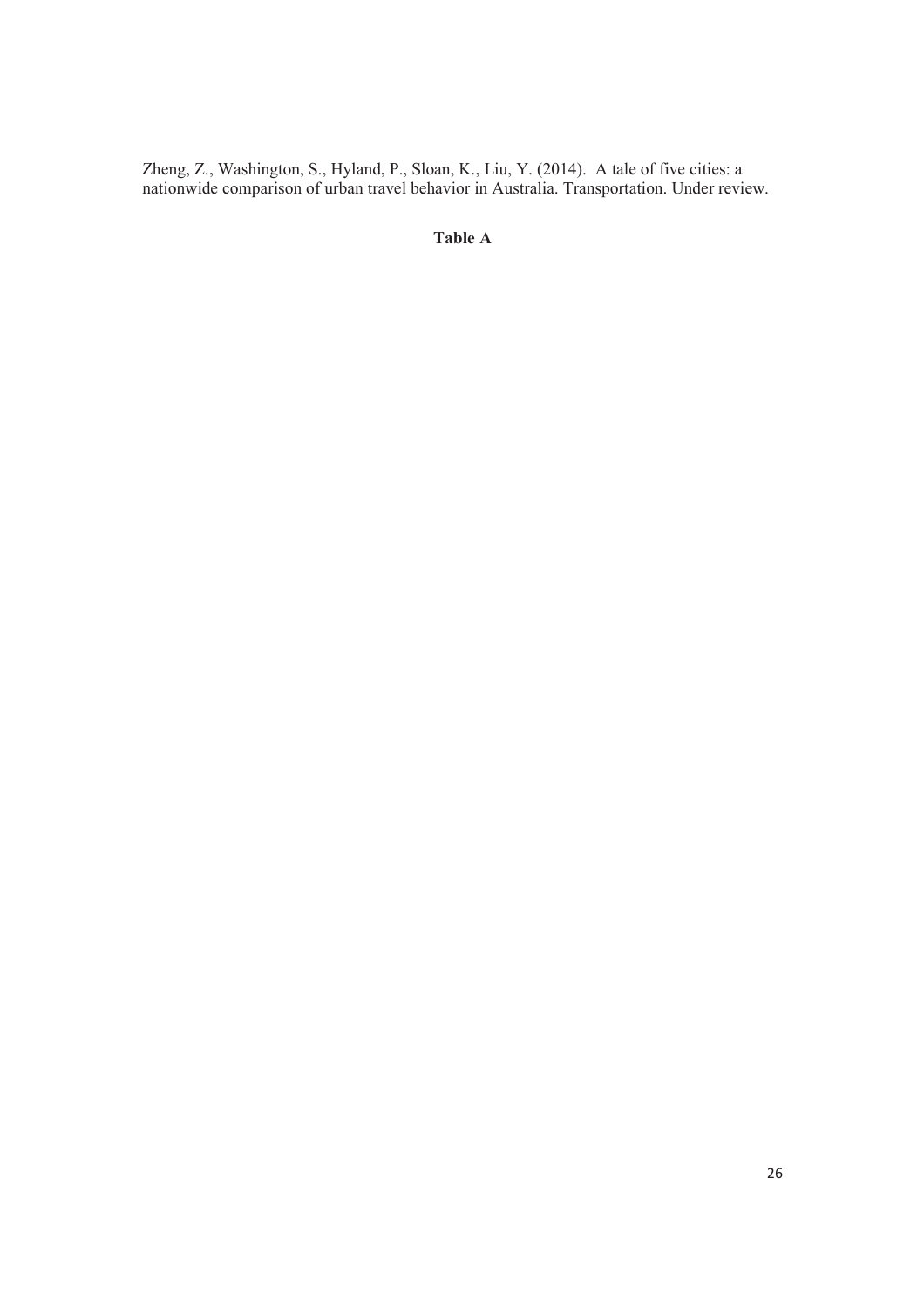Zheng, Z., Washington, S., Hyland, P., Sloan, K., Liu, Y. (2014). A tale of five cities: a nationwide comparison of urban travel behavior in Australia. Transportation. Under review.

**Table A**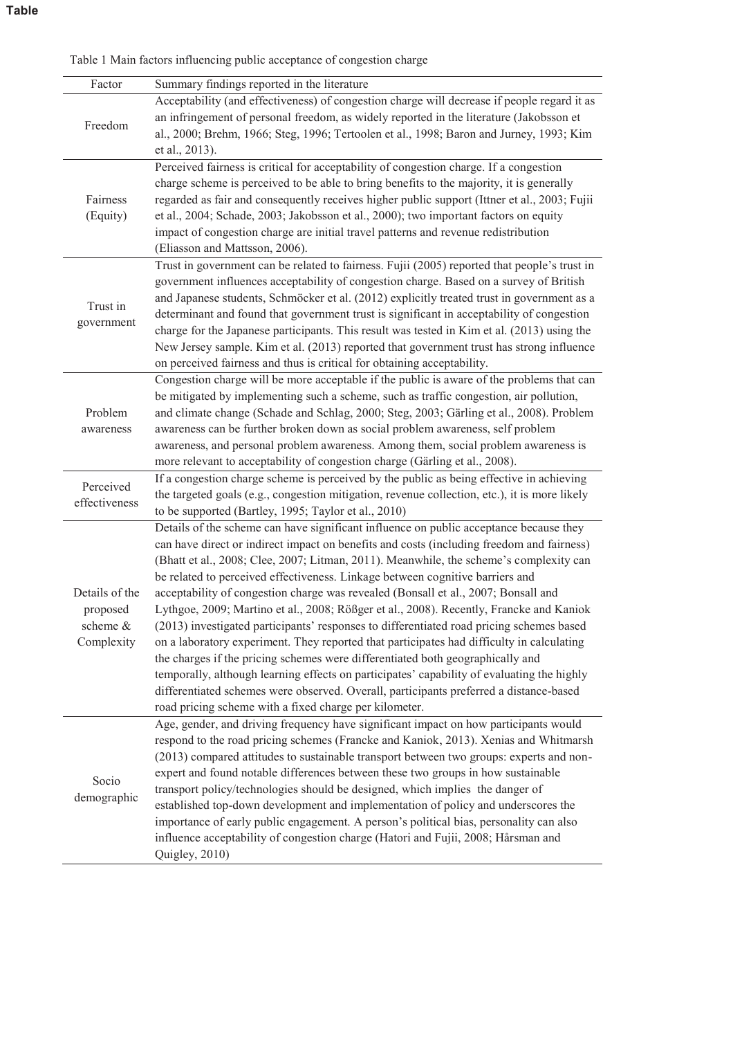**Table**

Table 1 Main factors influencing public acceptance of congestion charge

| Factor | Summary findings reported in the literature |
| --- | --- |
| Freedom | Acceptability (and effectiveness) of congestion charge will decrease if people regard it as an infringement of personal freedom, as widely reported in the literature (Jakobsson et al., 2000; Brehm, 1966; Steg, 1996; Tertoolen et al., 1998; Baron and Jurney, 1993; Kim et al., 2013). |
| Fairness (Equity) | Perceived fairness is critical for acceptability of congestion charge. If a congestion charge scheme is perceived to be able to bring benefits to the majority, it is generally regarded as fair and consequently receives higher public support (Ittner et al., 2003; Fujii et al., 2004; Schade, 2003; Jakobsson et al., 2000); two important factors on equity impact of congestion charge are initial travel patterns and revenue redistribution (Eliasson and Mattsson, 2006). |
| Trust in government | Trust in government can be related to fairness. Fujii (2005) reported that people's trust in government influences acceptability of congestion charge. Based on a survey of British and Japanese students, Schmöcker et al. (2012) explicitly treated trust in government as a determinant and found that government trust is significant in acceptability of congestion charge for the Japanese participants. This result was tested in Kim et al. (2013) using the New Jersey sample. Kim et al. (2013) reported that government trust has strong influence on perceived fairness and thus is critical for obtaining acceptability. |
| Problem awareness | Congestion charge will be more acceptable if the public is aware of the problems that can be mitigated by implementing such a scheme, such as traffic congestion, air pollution, and climate change (Schade and Schlag, 2000; Steg, 2003; Gärling et al., 2008). Problem awareness can be further broken down as social problem awareness, self problem awareness, and personal problem awareness. Among them, social problem awareness is more relevant to acceptability of congestion charge (Gärling et al., 2008). |
| Perceived effectiveness | If a congestion charge scheme is perceived by the public as being effective in achieving the targeted goals (e.g., congestion mitigation, revenue collection, etc.), it is more likely to be supported (Bartley, 1995; Taylor et al., 2010) |
| Details of the proposed scheme & Complexity | Details of the scheme can have significant influence on public acceptance because they can have direct or indirect impact on benefits and costs (including freedom and fairness) (Bhatt et al., 2008; Clee, 2007; Litman, 2011). Meanwhile, the scheme's complexity can be related to perceived effectiveness. Linkage between cognitive barriers and acceptability of congestion charge was revealed (Bonsall et al., 2007; Bonsall and Lythgoe, 2009; Martino et al., 2008; Rößger et al., 2008). Recently, Francke and Kaniok (2013) investigated participants' responses to differentiated road pricing schemes based on a laboratory experiment. They reported that participates had difficulty in calculating the charges if the pricing schemes were differentiated both geographically and temporally, although learning effects on participates' capability of evaluating the highly differentiated schemes were observed. Overall, participants preferred a distance-based road pricing scheme with a fixed charge per kilometer. |
| Socio demographic | Age, gender, and driving frequency have significant impact on how participants would respond to the road pricing schemes (Francke and Kaniok, 2013). Xenias and Whitmarsh (2013) compared attitudes to sustainable transport between two groups: experts and non-expert and found notable differences between these two groups in how sustainable transport policy/technologies should be designed, which implies the danger of established top-down development and implementation of policy and underscores the importance of early public engagement. A person's political bias, personality can also influence acceptability of congestion charge (Hatori and Fujii, 2008; Hårsman and Quigley, 2010) |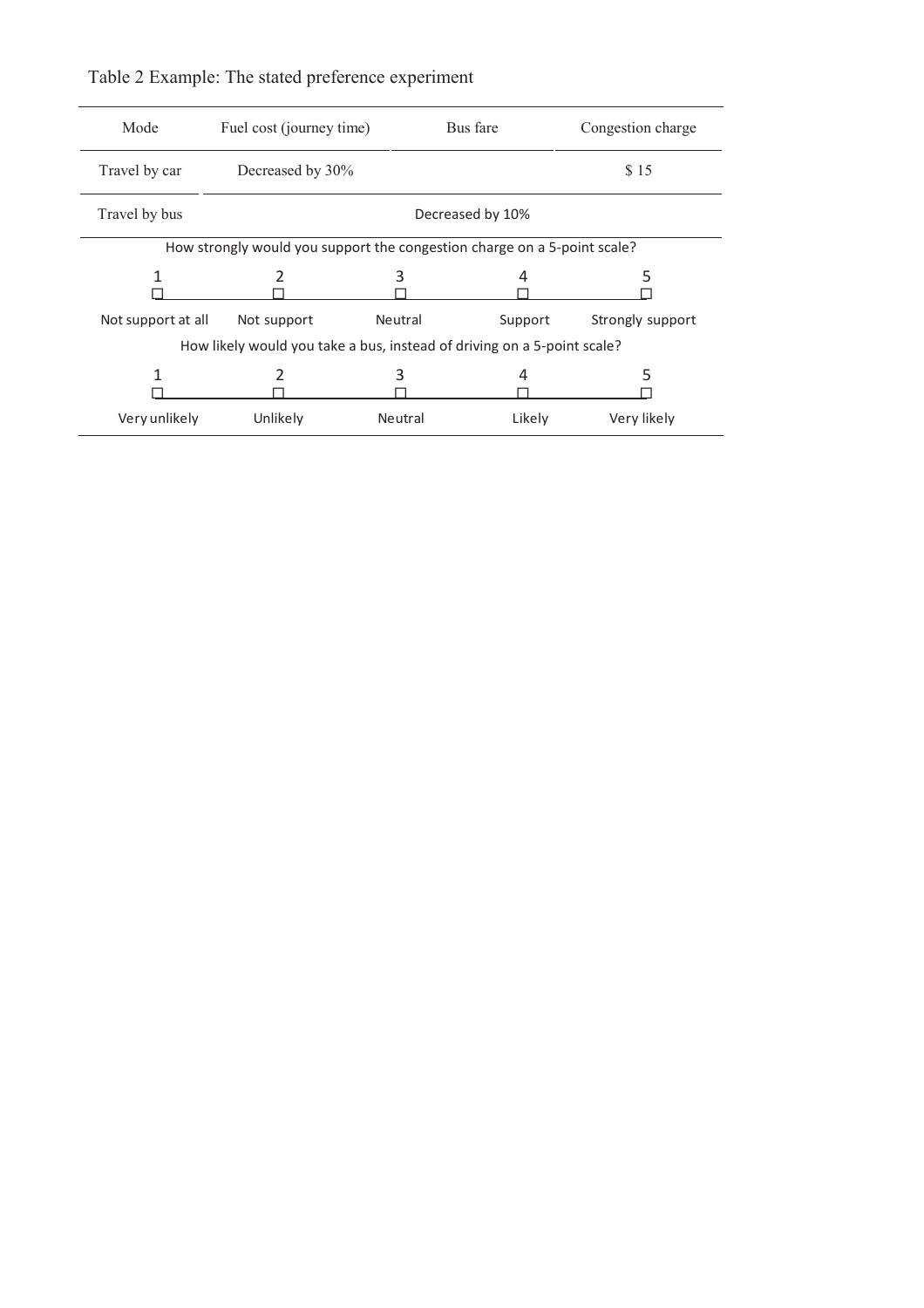Table 2 Example: The stated preference experiment

| Mode | Fuel cost (journey time) | Bus fare | Congestion charge |
|---|---|---|---|
| Travel by car | Decreased by 30% | | $ 15 |
| Travel by bus | | Decreased by 10% | |

How strongly would you support the congestion charge on a 5-point scale?

| 1 | 2 | 3 | 4 | 5 |
|---|---|---|---|---|
| ☐ | ☐ | ☐ | ☐ | ☐ |
| Not support at all | Not support | Neutral | Support | Strongly support |

How likely would you take a bus, instead of driving on a 5-point scale?

| 1 | 2 | 3 | 4 | 5 |
|---|---|---|---|---|
| ☐ | ☐ | ☐ | ☐ | ☐ |
| Very unlikely | Unlikely | Neutral | Likely | Very likely |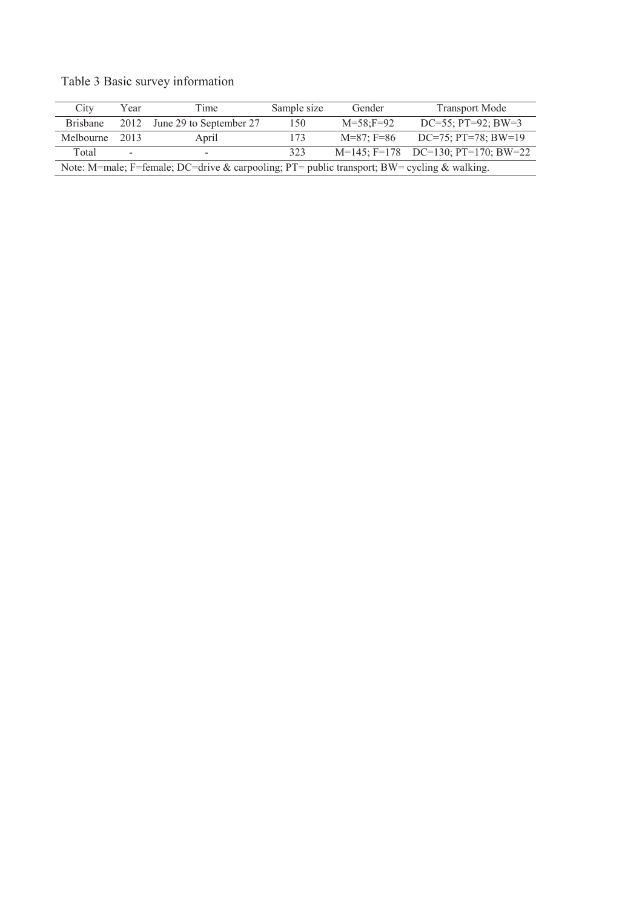Table 3 Basic survey information

| City | Year | Time | Sample size | Gender | Transport Mode |
|---|---|---|---|---|---|
| Brisbane | 2012 | June 29 to September 27 | 150 | M=58;F=92 | DC=55; PT=92; BW=3 |
| Melbourne | 2013 | April | 173 | M=87; F=86 | DC=75; PT=78; BW=19 |
| Total | - | - | 323 | M=145; F=178 | DC=130; PT=170; BW=22 |

Note: M=male; F=female; DC=drive & carpooling; PT= public transport; BW= cycling & walking.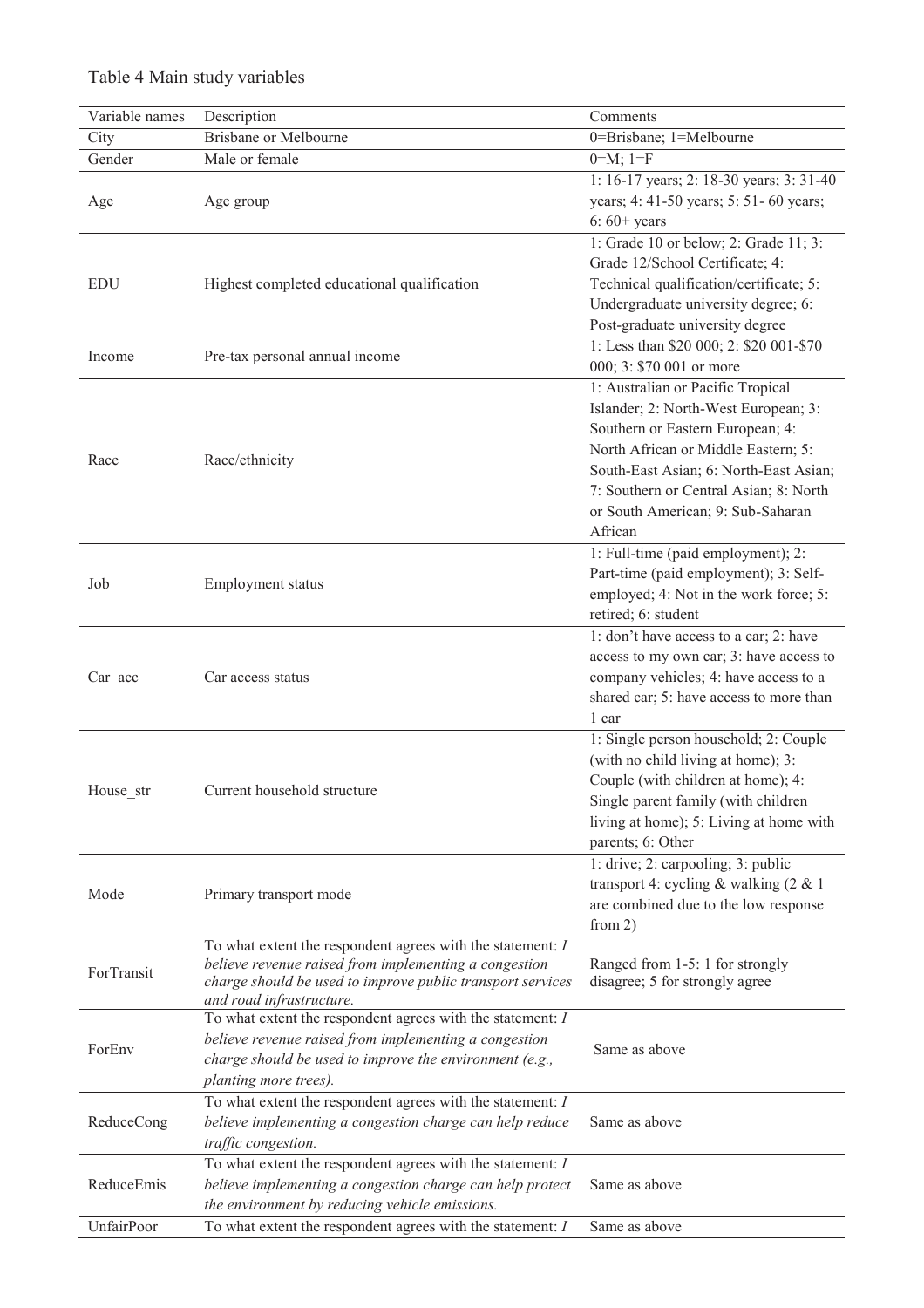Table 4 Main study variables

| Variable names | Description | Comments |
|---|---|---|
| City | Brisbane or Melbourne | 0=Brisbane; 1=Melbourne |
| Gender | Male or female | 0=M; 1=F |
| Age | Age group | 1: 16-17 years; 2: 18-30 years; 3: 31-40 years; 4: 41-50 years; 5: 51- 60 years; 6: 60+ years |
| EDU | Highest completed educational qualification | 1: Grade 10 or below; 2: Grade 11; 3: Grade 12/School Certificate; 4: Technical qualification/certificate; 5: Undergraduate university degree; 6: Post-graduate university degree |
| Income | Pre-tax personal annual income | 1: Less than $20 000; 2: $20 001-$70 000; 3: $70 001 or more |
| Race | Race/ethnicity | 1: Australian or Pacific Tropical Islander; 2: North-West European; 3: Southern or Eastern European; 4: North African or Middle Eastern; 5: South-East Asian; 6: North-East Asian; 7: Southern or Central Asian; 8: North or South American; 9: Sub-Saharan African |
| Job | Employment status | 1: Full-time (paid employment); 2: Part-time (paid employment); 3: Self-employed; 4: Not in the work force; 5: retired; 6: student |
| Car_acc | Car access status | 1: don't have access to a car; 2: have access to my own car; 3: have access to company vehicles; 4: have access to a shared car; 5: have access to more than 1 car |
| House_str | Current household structure | 1: Single person household; 2: Couple (with no child living at home); 3: Couple (with children at home); 4: Single parent family (with children living at home); 5: Living at home with parents; 6: Other |
| Mode | Primary transport mode | 1: drive; 2: carpooling; 3: public transport 4: cycling & walking (2 & 1 are combined due to the low response from 2) |
| ForTransit | To what extent the respondent agrees with the statement: *I believe revenue raised from implementing a congestion charge should be used to improve public transport services and road infrastructure.* | Ranged from 1-5: 1 for strongly disagree; 5 for strongly agree |
| ForEnv | To what extent the respondent agrees with the statement: *I believe revenue raised from implementing a congestion charge should be used to improve the environment (e.g., planting more trees).* | Same as above |
| ReduceCong | To what extent the respondent agrees with the statement: *I believe implementing a congestion charge can help reduce traffic congestion.* | Same as above |
| ReduceEmis | To what extent the respondent agrees with the statement: *I believe implementing a congestion charge can help protect the environment by reducing vehicle emissions.* | Same as above |
| UnfairPoor | To what extent the respondent agrees with the statement: *I* | Same as above |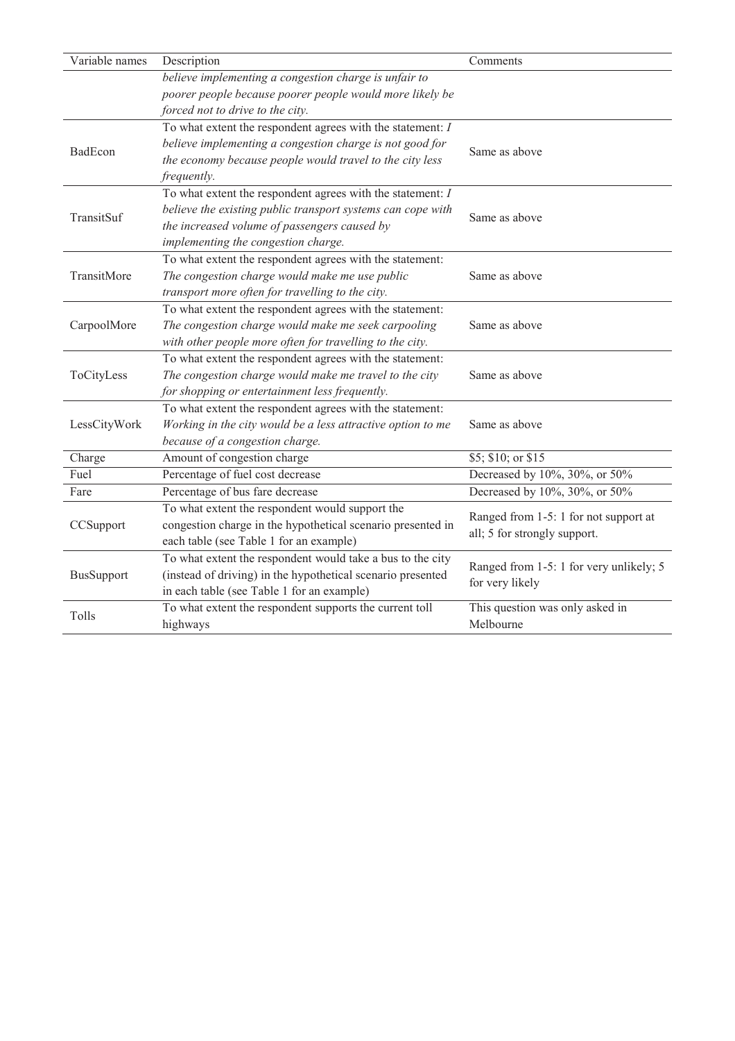| Variable names | Description | Comments |
| --- | --- | --- |
| | *believe implementing a congestion charge is unfair to poorer people because poorer people would more likely be forced not to drive to the city.* | |
| BadEcon | To what extent the respondent agrees with the statement: *I believe implementing a congestion charge is not good for the economy because people would travel to the city less frequently.* | Same as above |
| TransitSuf | To what extent the respondent agrees with the statement: *I believe the existing public transport systems can cope with the increased volume of passengers caused by implementing the congestion charge.* | Same as above |
| TransitMore | To what extent the respondent agrees with the statement: *The congestion charge would make me use public transport more often for travelling to the city.* | Same as above |
| CarpoolMore | To what extent the respondent agrees with the statement: *The congestion charge would make me seek carpooling with other people more often for travelling to the city.* | Same as above |
| ToCityLess | To what extent the respondent agrees with the statement: *The congestion charge would make me travel to the city for shopping or entertainment less frequently.* | Same as above |
| LessCityWork | To what extent the respondent agrees with the statement: *Working in the city would be a less attractive option to me because of a congestion charge.* | Same as above |
| Charge | Amount of congestion charge | $5; $10; or $15 |
| Fuel | Percentage of fuel cost decrease | Decreased by 10%, 30%, or 50% |
| Fare | Percentage of bus fare decrease | Decreased by 10%, 30%, or 50% |
| CCSupport | To what extent the respondent would support the congestion charge in the hypothetical scenario presented in each table (see Table 1 for an example) | Ranged from 1-5: 1 for not support at all; 5 for strongly support. |
| BusSupport | To what extent the respondent would take a bus to the city (instead of driving) in the hypothetical scenario presented in each table (see Table 1 for an example) | Ranged from 1-5: 1 for very unlikely; 5 for very likely |
| Tolls | To what extent the respondent supports the current toll highways | This question was only asked in Melbourne |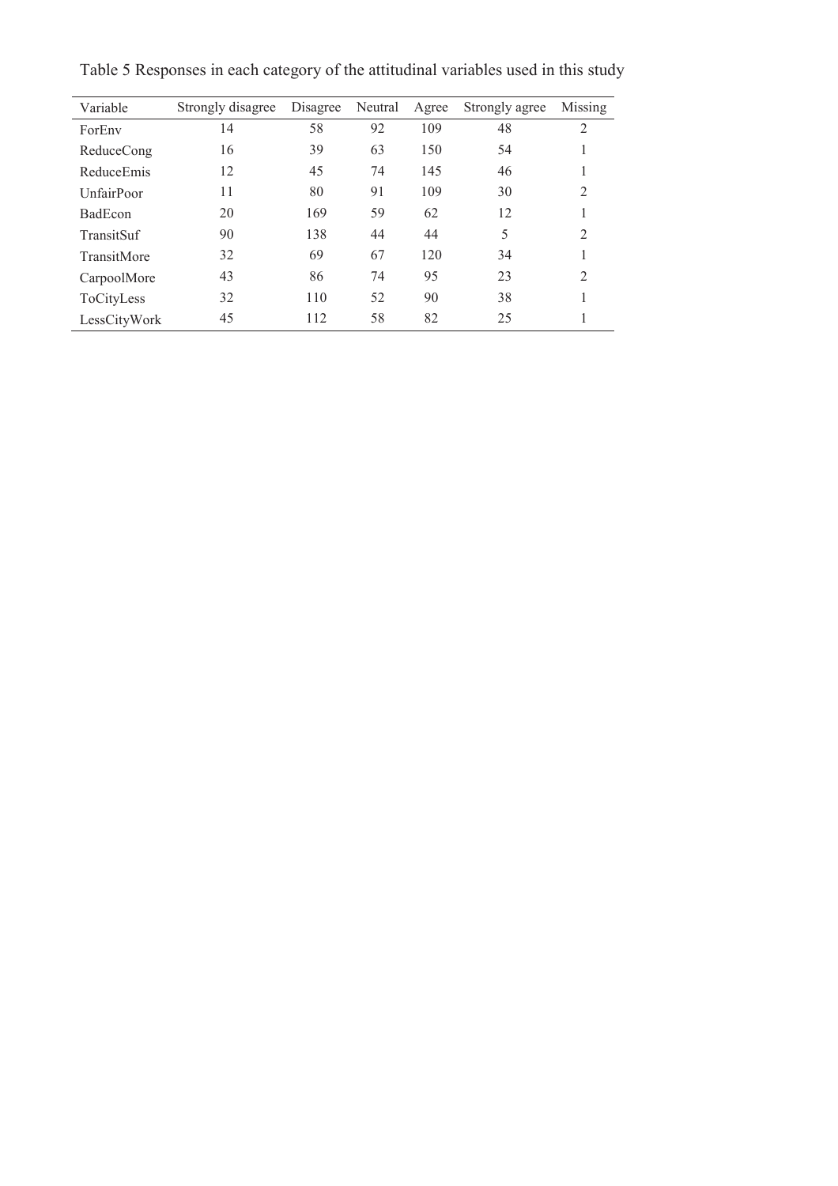Table 5 Responses in each category of the attitudinal variables used in this study

| Variable | Strongly disagree | Disagree | Neutral | Agree | Strongly agree | Missing |
|---|---|---|---|---|---|---|
| ForEnv | 14 | 58 | 92 | 109 | 48 | 2 |
| ReduceCong | 16 | 39 | 63 | 150 | 54 | 1 |
| ReduceEmis | 12 | 45 | 74 | 145 | 46 | 1 |
| UnfairPoor | 11 | 80 | 91 | 109 | 30 | 2 |
| BadEcon | 20 | 169 | 59 | 62 | 12 | 1 |
| TransitSuf | 90 | 138 | 44 | 44 | 5 | 2 |
| TransitMore | 32 | 69 | 67 | 120 | 34 | 1 |
| CarpoolMore | 43 | 86 | 74 | 95 | 23 | 2 |
| ToCityLess | 32 | 110 | 52 | 90 | 38 | 1 |
| LessCityWork | 45 | 112 | 58 | 82 | 25 | 1 |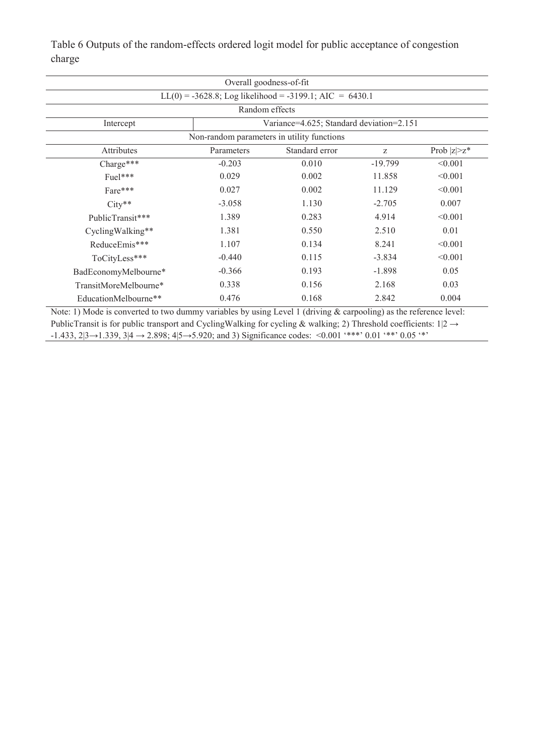Table 6 Outputs of the random-effects ordered logit model for public acceptance of congestion charge

| Overall goodness-of-fit | | | | |
|---|---|---|---|---|
| LL(0) = -3628.8; Log likelihood = -3199.1; AIC = 6430.1 | | | | |
| Random effects | | | | |
| Intercept | Variance=4.625; Standard deviation=2.151 | | | |
| Non-random parameters in utility functions | | | | |
| Attributes | Parameters | Standard error | z | Prob \|z\|>z* |
| Charge*** | -0.203 | 0.010 | -19.799 | <0.001 |
| Fuel*** | 0.029 | 0.002 | 11.858 | <0.001 |
| Fare*** | 0.027 | 0.002 | 11.129 | <0.001 |
| City** | -3.058 | 1.130 | -2.705 | 0.007 |
| PublicTransit*** | 1.389 | 0.283 | 4.914 | <0.001 |
| CyclingWalking** | 1.381 | 0.550 | 2.510 | 0.01 |
| ReduceEmis*** | 1.107 | 0.134 | 8.241 | <0.001 |
| ToCityLess*** | -0.440 | 0.115 | -3.834 | <0.001 |
| BadEconomyMelbourne* | -0.366 | 0.193 | -1.898 | 0.05 |
| TransitMoreMelbourne* | 0.338 | 0.156 | 2.168 | 0.03 |
| EducationMelbourne** | 0.476 | 0.168 | 2.842 | 0.004 |

Note: 1) Mode is converted to two dummy variables by using Level 1 (driving & carpooling) as the reference level: PublicTransit is for public transport and CyclingWalking for cycling & walking; 2) Threshold coefficients: 1|2 → -1.433, 2|3→1.339, 3|4 → 2.898; 4|5→5.920; and 3) Significance codes: <0.001 '***' 0.01 '**' 0.05 '*'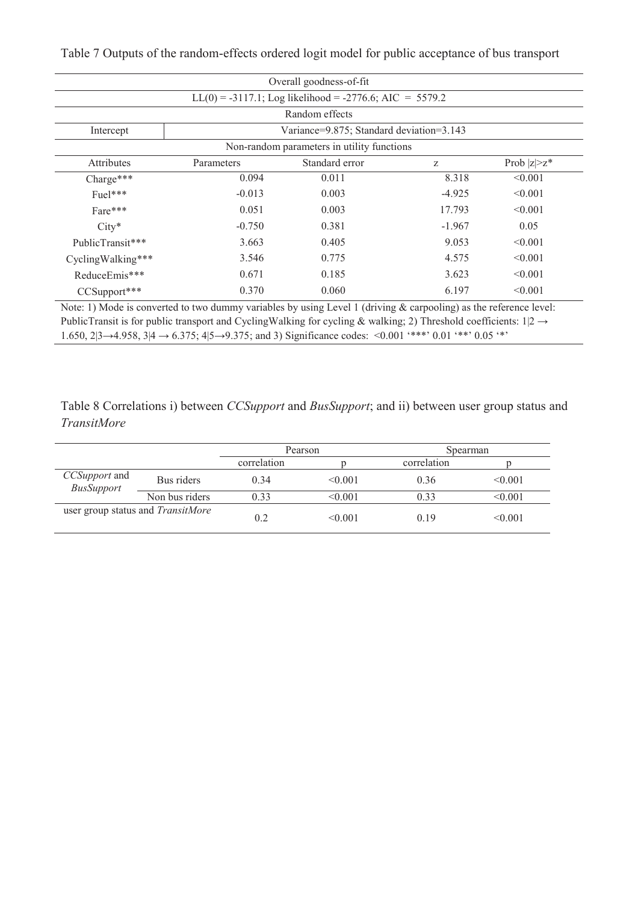Table 7 Outputs of the random-effects ordered logit model for public acceptance of bus transport

| Overall goodness-of-fit | | | | |
|---|---|---|---|---|
| LL(0) = -3117.1; Log likelihood = -2776.6; AIC = 5579.2 | | | | |
| Random effects | | | | |
| Intercept | Variance=9.875; Standard deviation=3.143 | | | |
| Non-random parameters in utility functions | | | | |
| Attributes | Parameters | Standard error | z | Prob \|z\|>z* |
| Charge*** | 0.094 | 0.011 | 8.318 | <0.001 |
| Fuel*** | -0.013 | 0.003 | -4.925 | <0.001 |
| Fare*** | 0.051 | 0.003 | 17.793 | <0.001 |
| City* | -0.750 | 0.381 | -1.967 | 0.05 |
| PublicTransit*** | 3.663 | 0.405 | 9.053 | <0.001 |
| CyclingWalking*** | 3.546 | 0.775 | 4.575 | <0.001 |
| ReduceEmis*** | 0.671 | 0.185 | 3.623 | <0.001 |
| CCSupport*** | 0.370 | 0.060 | 6.197 | <0.001 |

Note: 1) Mode is converted to two dummy variables by using Level 1 (driving & carpooling) as the reference level: PublicTransit is for public transport and CyclingWalking for cycling & walking; 2) Threshold coefficients: 1|2 → 1.650, 2|3→4.958, 3|4 → 6.375; 4|5→9.375; and 3) Significance codes: <0.001 '***' 0.01 '**' 0.05 '*'

Table 8 Correlations i) between *CCSupport* and *BusSupport*; and ii) between user group status and *TransitMore*

| | | Pearson | | Spearman | |
|---|---|---|---|---|---|
| | | correlation | p | correlation | p |
| *CCSupport* and *BusSupport* | Bus riders | 0.34 | <0.001 | 0.36 | <0.001 |
| | Non bus riders | 0.33 | <0.001 | 0.33 | <0.001 |
| user group status and *TransitMore* | | 0.2 | <0.001 | 0.19 | <0.001 |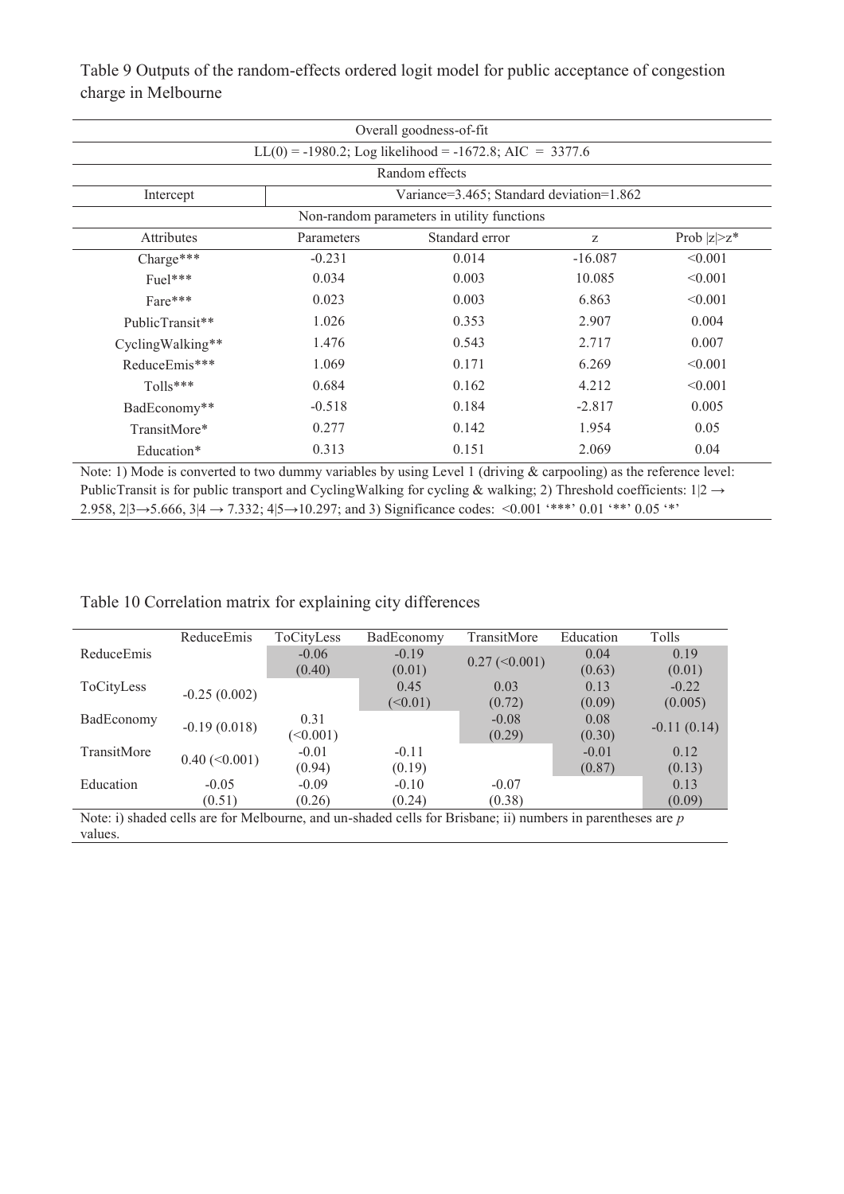Table 9 Outputs of the random-effects ordered logit model for public acceptance of congestion charge in Melbourne

| Overall goodness-of-fit | | | | |
|---|---|---|---|---|
| LL(0) = -1980.2; Log likelihood = -1672.8; AIC = 3377.6 | | | | |
| Random effects | | | | |
| Intercept | Variance=3.465; Standard deviation=1.862 | | | |
| Non-random parameters in utility functions | | | | |
| Attributes | Parameters | Standard error | z | Prob \|z\|>z* |
| Charge*** | -0.231 | 0.014 | -16.087 | <0.001 |
| Fuel*** | 0.034 | 0.003 | 10.085 | <0.001 |
| Fare*** | 0.023 | 0.003 | 6.863 | <0.001 |
| PublicTransit** | 1.026 | 0.353 | 2.907 | 0.004 |
| CyclingWalking** | 1.476 | 0.543 | 2.717 | 0.007 |
| ReduceEmis*** | 1.069 | 0.171 | 6.269 | <0.001 |
| Tolls*** | 0.684 | 0.162 | 4.212 | <0.001 |
| BadEconomy** | -0.518 | 0.184 | -2.817 | 0.005 |
| TransitMore* | 0.277 | 0.142 | 1.954 | 0.05 |
| Education* | 0.313 | 0.151 | 2.069 | 0.04 |

Note: 1) Mode is converted to two dummy variables by using Level 1 (driving & carpooling) as the reference level: PublicTransit is for public transport and CyclingWalking for cycling & walking; 2) Threshold coefficients: 1|2 → 2.958, 2|3→5.666, 3|4 → 7.332; 4|5→10.297; and 3) Significance codes: <0.001 '***' 0.01 '**' 0.05 '*'

Table 10 Correlation matrix for explaining city differences

| | ReduceEmis | ToCityLess | BadEconomy | TransitMore | Education | Tolls |
|---|---|---|---|---|---|---|
| ReduceEmis | | -0.06 (0.40) | -0.19 (0.01) | 0.27 (<0.001) | 0.04 (0.63) | 0.19 (0.01) |
| ToCityLess | -0.25 (0.002) | | 0.45 (<0.01) | 0.03 (0.72) | 0.13 (0.09) | -0.22 (0.005) |
| BadEconomy | -0.19 (0.018) | 0.31 (<0.001) | | -0.08 (0.29) | 0.08 (0.30) | -0.11 (0.14) |
| TransitMore | 0.40 (<0.001) | -0.01 (0.94) | -0.11 (0.19) | | -0.01 (0.87) | 0.12 (0.13) |
| Education | -0.05 (0.51) | -0.09 (0.26) | -0.10 (0.24) | -0.07 (0.38) | | 0.13 (0.09) |

Note: i) shaded cells are for Melbourne, and un-shaded cells for Brisbane; ii) numbers in parentheses are *p* values.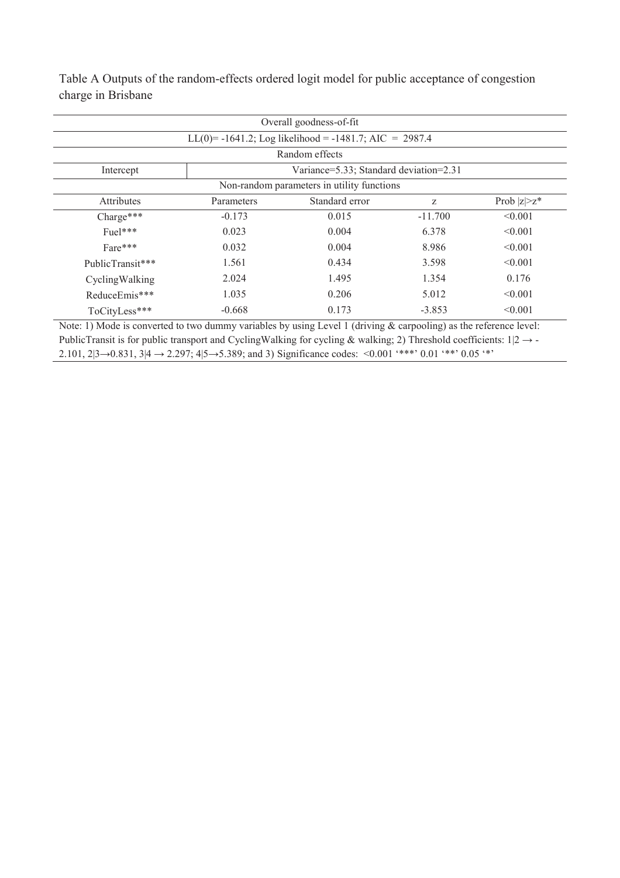Table A Outputs of the random-effects ordered logit model for public acceptance of congestion charge in Brisbane

| Overall goodness-of-fit | | | | |
|---|---|---|---|---|
| LL(0)= -1641.2; Log likelihood = -1481.7; AIC = 2987.4 | | | | |
| Random effects | | | | |
| Intercept | Variance=5.33; Standard deviation=2.31 | | | |
| Non-random parameters in utility functions | | | | |
| Attributes | Parameters | Standard error | z | Prob \|z\|>z* |
| Charge*** | -0.173 | 0.015 | -11.700 | <0.001 |
| Fuel*** | 0.023 | 0.004 | 6.378 | <0.001 |
| Fare*** | 0.032 | 0.004 | 8.986 | <0.001 |
| PublicTransit*** | 1.561 | 0.434 | 3.598 | <0.001 |
| CyclingWalking | 2.024 | 1.495 | 1.354 | 0.176 |
| ReduceEmis*** | 1.035 | 0.206 | 5.012 | <0.001 |
| ToCityLess*** | -0.668 | 0.173 | -3.853 | <0.001 |

Note: 1) Mode is converted to two dummy variables by using Level 1 (driving & carpooling) as the reference level: PublicTransit is for public transport and CyclingWalking for cycling & walking; 2) Threshold coefficients: 1|2 → -2.101, 2|3→0.831, 3|4 → 2.297; 4|5→5.389; and 3) Significance codes: <0.001 '***' 0.01 '**' 0.05 '*'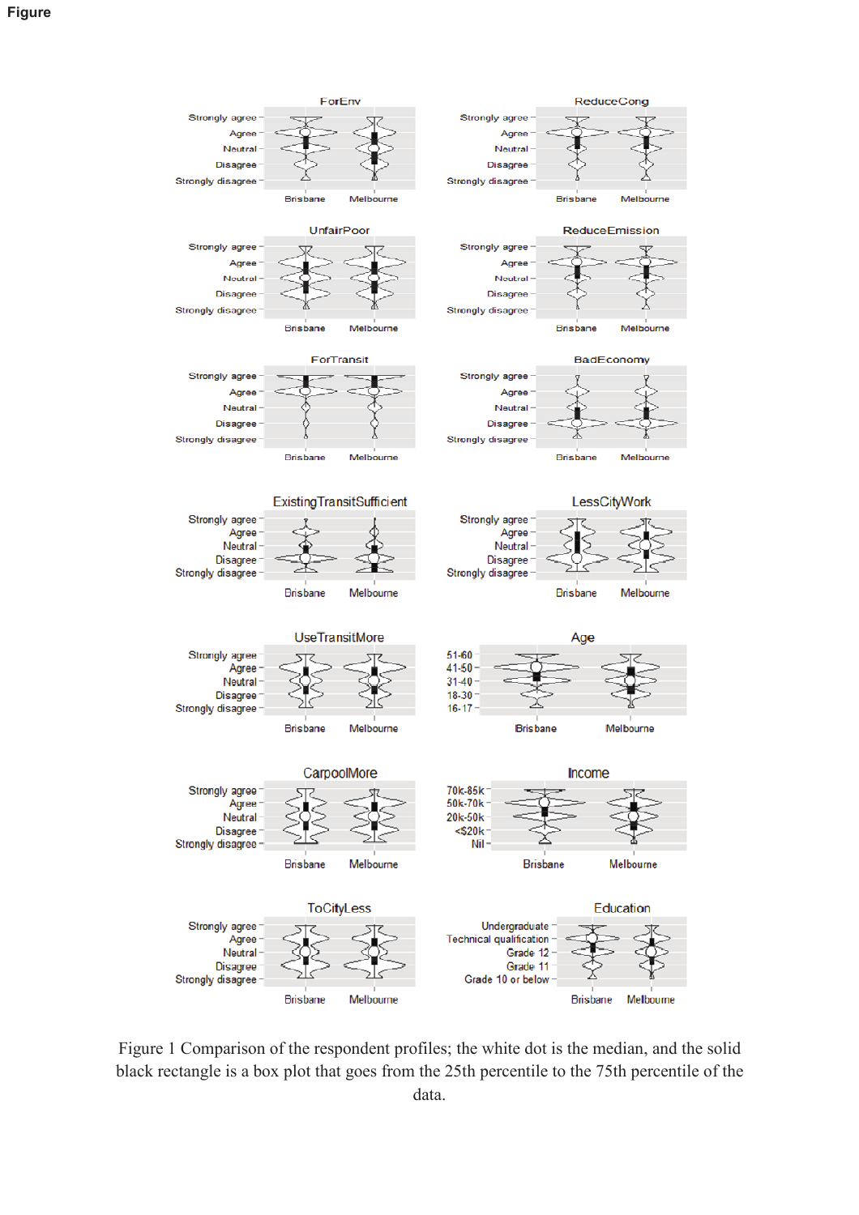Figure

Figure 1 Comparison of the respondent profiles; the white dot is the median, and the solid black rectangle is a box plot that goes from the 25th percentile to the 75th percentile of the data.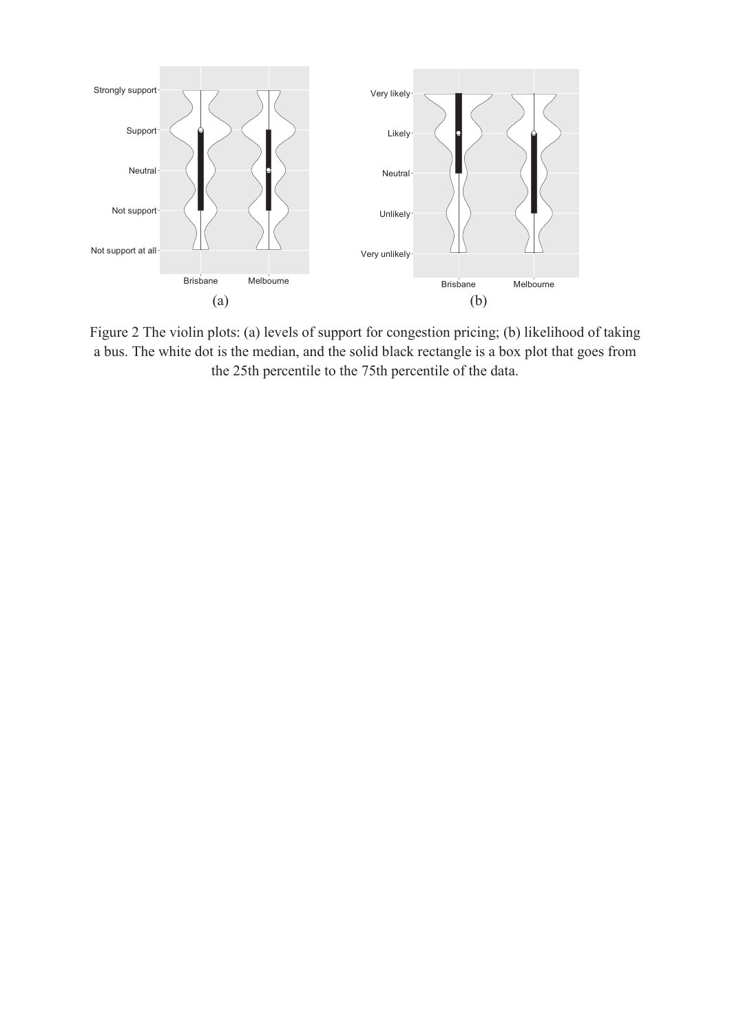Strongly support
Support
Neutral
Not support
Not support at all
Brisbane
Melbourne
(a)

Very likely
Likely
Neutral
Unlikely
Very unlikely
Brisbane
Melbourne
(b)

Figure 2 The violin plots: (a) levels of support for congestion pricing; (b) likelihood of taking a bus. The white dot is the median, and the solid black rectangle is a box plot that goes from the 25th percentile to the 75th percentile of the data.